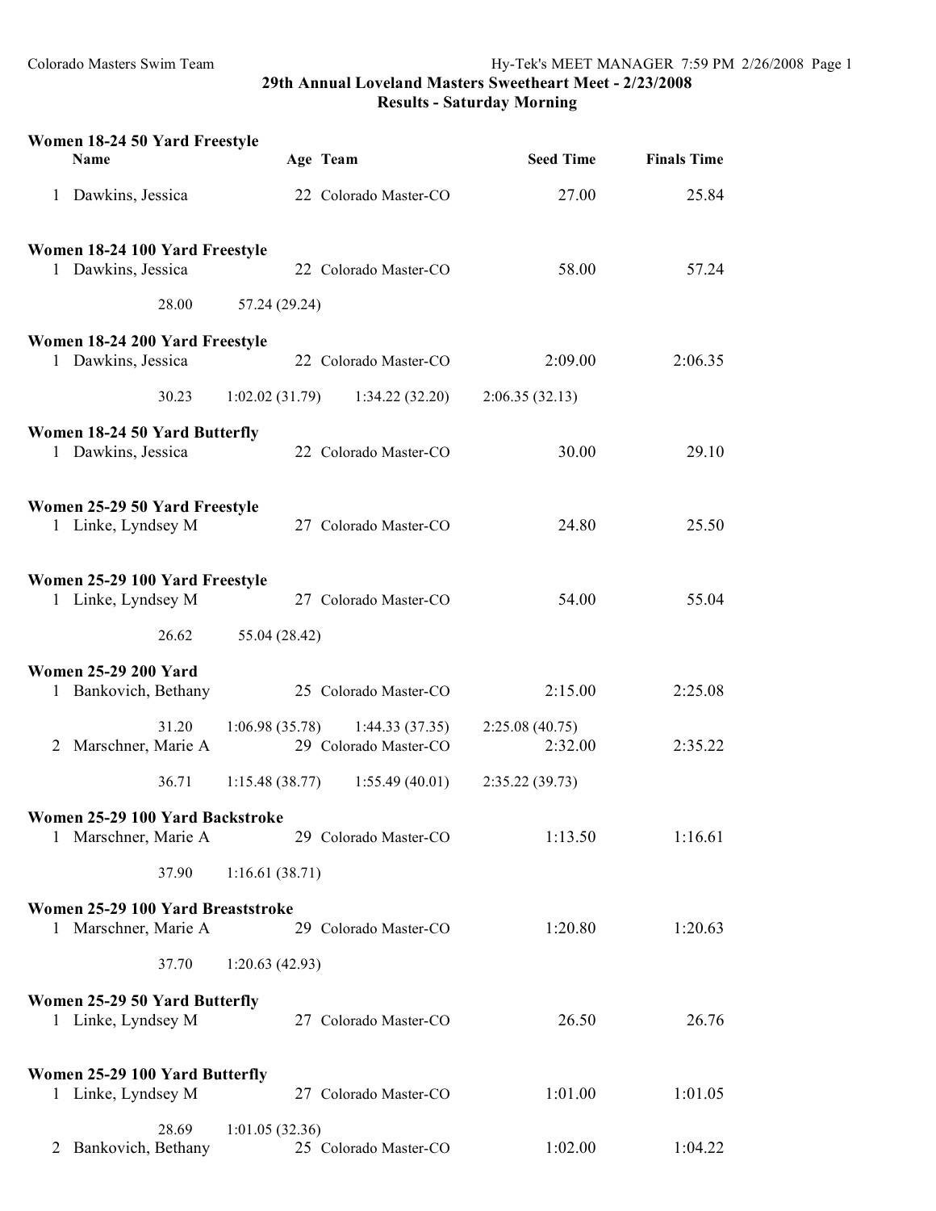# 29th Annual Loveland Masters Sweetheart Meet - 2/23/2008

## Results - Saturday Morning

### Women 18-24 50 Yard Freestyle

| | Name | Age | Team | Seed Time | Finals Time |
|---|---|---|---|---|---|
| 1 | Dawkins, Jessica | 22 | Colorado Master-CO | 27.00 | 25.84 |

### Women 18-24 100 Yard Freestyle

| | Name | Age | Team | Seed Time | Finals Time |
|---|---|---|---|---|---|
| 1 | Dawkins, Jessica | 22 | Colorado Master-CO | 58.00 | 57.24 |

28.00 57.24 (29.24)

### Women 18-24 200 Yard Freestyle

| | Name | Age | Team | Seed Time | Finals Time |
|---|---|---|---|---|---|
| 1 | Dawkins, Jessica | 22 | Colorado Master-CO | 2:09.00 | 2:06.35 |

30.23 1:02.02 (31.79) 1:34.22 (32.20) 2:06.35 (32.13)

### Women 18-24 50 Yard Butterfly

| | Name | Age | Team | Seed Time | Finals Time |
|---|---|---|---|---|---|
| 1 | Dawkins, Jessica | 22 | Colorado Master-CO | 30.00 | 29.10 |

### Women 25-29 50 Yard Freestyle

| | Name | Age | Team | Seed Time | Finals Time |
|---|---|---|---|---|---|
| 1 | Linke, Lyndsey M | 27 | Colorado Master-CO | 24.80 | 25.50 |

### Women 25-29 100 Yard Freestyle

| | Name | Age | Team | Seed Time | Finals Time |
|---|---|---|---|---|---|
| 1 | Linke, Lyndsey M | 27 | Colorado Master-CO | 54.00 | 55.04 |

26.62 55.04 (28.42)

### Women 25-29 200 Yard

| | Name | Age | Team | Seed Time | Finals Time |
|---|---|---|---|---|---|
| 1 | Bankovich, Bethany | 25 | Colorado Master-CO | 2:15.00 | 2:25.08 |

31.20 1:06.98 (35.78) 1:44.33 (37.35) 2:25.08 (40.75)

| | Name | Age | Team | Seed Time | Finals Time |
|---|---|---|---|---|---|
| 2 | Marschner, Marie A | 29 | Colorado Master-CO | 2:32.00 | 2:35.22 |

36.71 1:15.48 (38.77) 1:55.49 (40.01) 2:35.22 (39.73)

### Women 25-29 100 Yard Backstroke

| | Name | Age | Team | Seed Time | Finals Time |
|---|---|---|---|---|---|
| 1 | Marschner, Marie A | 29 | Colorado Master-CO | 1:13.50 | 1:16.61 |

37.90 1:16.61 (38.71)

### Women 25-29 100 Yard Breaststroke

| | Name | Age | Team | Seed Time | Finals Time |
|---|---|---|---|---|---|
| 1 | Marschner, Marie A | 29 | Colorado Master-CO | 1:20.80 | 1:20.63 |

37.70 1:20.63 (42.93)

### Women 25-29 50 Yard Butterfly

| | Name | Age | Team | Seed Time | Finals Time |
|---|---|---|---|---|---|
| 1 | Linke, Lyndsey M | 27 | Colorado Master-CO | 26.50 | 26.76 |

### Women 25-29 100 Yard Butterfly

| | Name | Age | Team | Seed Time | Finals Time |
|---|---|---|---|---|---|
| 1 | Linke, Lyndsey M | 27 | Colorado Master-CO | 1:01.00 | 1:01.05 |

28.69 1:01.05 (32.36)

| | Name | Age | Team | Seed Time | Finals Time |
|---|---|---|---|---|---|
| 2 | Bankovich, Bethany | 25 | Colorado Master-CO | 1:02.00 | 1:04.22 |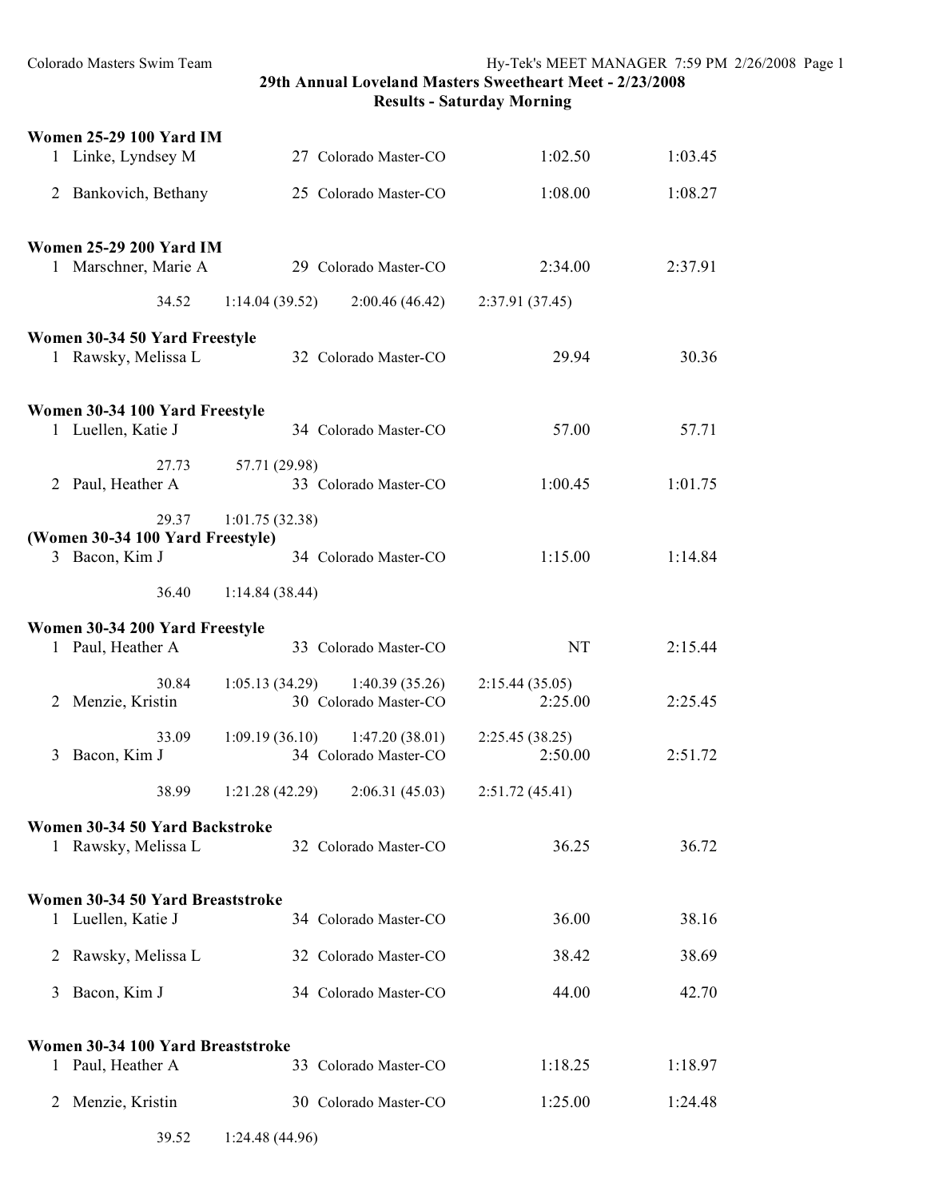# 29th Annual Loveland Masters Sweetheart Meet - 2/23/2008
## Results - Saturday Morning

**Women 25-29 100 Yard IM**

| Place | Name | Age | Team | Seed Time | Finals Time |
|---|---|---|---|---|---|
| 1 | Linke, Lyndsey M | 27 | Colorado Master-CO | 1:02.50 | 1:03.45 |
| 2 | Bankovich, Bethany | 25 | Colorado Master-CO | 1:08.00 | 1:08.27 |

**Women 25-29 200 Yard IM**

| Place | Name | Age | Team | Seed Time | Finals Time |
|---|---|---|---|---|---|
| 1 | Marschner, Marie A | 29 | Colorado Master-CO | 2:34.00 | 2:37.91 |

34.52 &nbsp; 1:14.04 (39.52) &nbsp; 2:00.46 (46.42) &nbsp; 2:37.91 (37.45)

**Women 30-34 50 Yard Freestyle**

| Place | Name | Age | Team | Seed Time | Finals Time |
|---|---|---|---|---|---|
| 1 | Rawsky, Melissa L | 32 | Colorado Master-CO | 29.94 | 30.36 |

**Women 30-34 100 Yard Freestyle**

| Place | Name | Age | Team | Seed Time | Finals Time |
|---|---|---|---|---|---|
| 1 | Luellen, Katie J | 34 | Colorado Master-CO | 57.00 | 57.71 |

27.73 &nbsp; 57.71 (29.98)

| Place | Name | Age | Team | Seed Time | Finals Time |
|---|---|---|---|---|---|
| 2 | Paul, Heather A | 33 | Colorado Master-CO | 1:00.45 | 1:01.75 |

29.37 &nbsp; 1:01.75 (32.38)

**(Women 30-34 100 Yard Freestyle)**

| Place | Name | Age | Team | Seed Time | Finals Time |
|---|---|---|---|---|---|
| 3 | Bacon, Kim J | 34 | Colorado Master-CO | 1:15.00 | 1:14.84 |

36.40 &nbsp; 1:14.84 (38.44)

**Women 30-34 200 Yard Freestyle**

| Place | Name | Age | Team | Seed Time | Finals Time |
|---|---|---|---|---|---|
| 1 | Paul, Heather A | 33 | Colorado Master-CO | NT | 2:15.44 |

30.84 &nbsp; 1:05.13 (34.29) &nbsp; 1:40.39 (35.26) &nbsp; 2:15.44 (35.05)

| Place | Name | Age | Team | Seed Time | Finals Time |
|---|---|---|---|---|---|
| 2 | Menzie, Kristin | 30 | Colorado Master-CO | 2:25.00 | 2:25.45 |

33.09 &nbsp; 1:09.19 (36.10) &nbsp; 1:47.20 (38.01) &nbsp; 2:25.45 (38.25)

| Place | Name | Age | Team | Seed Time | Finals Time |
|---|---|---|---|---|---|
| 3 | Bacon, Kim J | 34 | Colorado Master-CO | 2:50.00 | 2:51.72 |

38.99 &nbsp; 1:21.28 (42.29) &nbsp; 2:06.31 (45.03) &nbsp; 2:51.72 (45.41)

**Women 30-34 50 Yard Backstroke**

| Place | Name | Age | Team | Seed Time | Finals Time |
|---|---|---|---|---|---|
| 1 | Rawsky, Melissa L | 32 | Colorado Master-CO | 36.25 | 36.72 |

**Women 30-34 50 Yard Breaststroke**

| Place | Name | Age | Team | Seed Time | Finals Time |
|---|---|---|---|---|---|
| 1 | Luellen, Katie J | 34 | Colorado Master-CO | 36.00 | 38.16 |
| 2 | Rawsky, Melissa L | 32 | Colorado Master-CO | 38.42 | 38.69 |
| 3 | Bacon, Kim J | 34 | Colorado Master-CO | 44.00 | 42.70 |

**Women 30-34 100 Yard Breaststroke**

| Place | Name | Age | Team | Seed Time | Finals Time |
|---|---|---|---|---|---|
| 1 | Paul, Heather A | 33 | Colorado Master-CO | 1:18.25 | 1:18.97 |
| 2 | Menzie, Kristin | 30 | Colorado Master-CO | 1:25.00 | 1:24.48 |

39.52 &nbsp; 1:24.48 (44.96)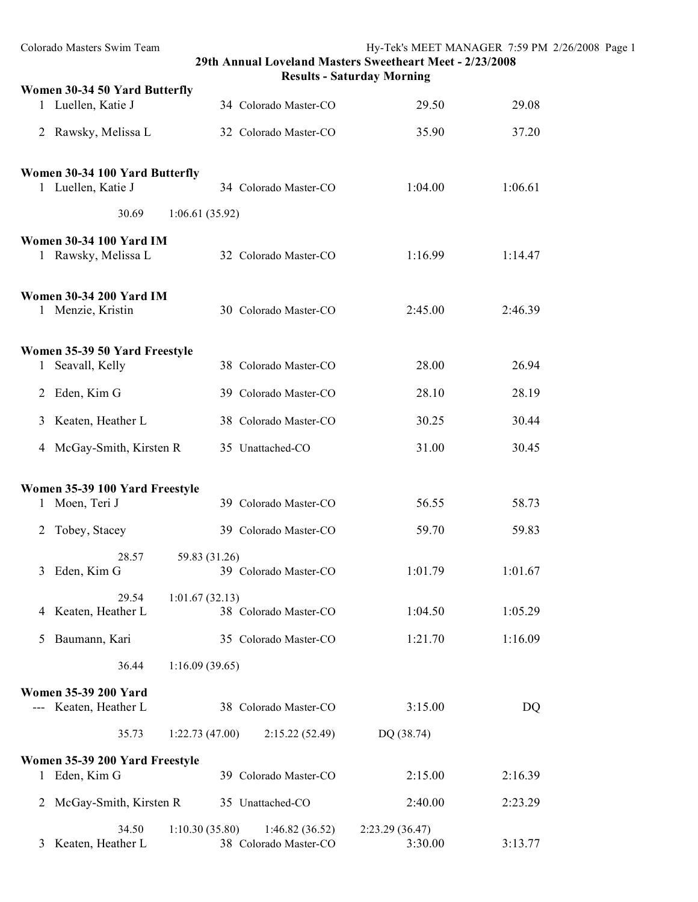# 29th Annual Loveland Masters Sweetheart Meet - 2/23/2008

## Results - Saturday Morning

### Women 30-34 50 Yard Butterfly

| Place | Name | Age | Team | Seed Time | Finals Time |
|---|---|---|---|---|---|
| 1 | Luellen, Katie J | 34 | Colorado Master-CO | 29.50 | 29.08 |
| 2 | Rawsky, Melissa L | 32 | Colorado Master-CO | 35.90 | 37.20 |

### Women 30-34 100 Yard Butterfly

| Place | Name | Age | Team | Seed Time | Finals Time |
|---|---|---|---|---|---|
| 1 | Luellen, Katie J | 34 | Colorado Master-CO | 1:04.00 | 1:06.61 |

Splits: 30.69 1:06.61 (35.92)

### Women 30-34 100 Yard IM

| Place | Name | Age | Team | Seed Time | Finals Time |
|---|---|---|---|---|---|
| 1 | Rawsky, Melissa L | 32 | Colorado Master-CO | 1:16.99 | 1:14.47 |

### Women 30-34 200 Yard IM

| Place | Name | Age | Team | Seed Time | Finals Time |
|---|---|---|---|---|---|
| 1 | Menzie, Kristin | 30 | Colorado Master-CO | 2:45.00 | 2:46.39 |

### Women 35-39 50 Yard Freestyle

| Place | Name | Age | Team | Seed Time | Finals Time |
|---|---|---|---|---|---|
| 1 | Seavall, Kelly | 38 | Colorado Master-CO | 28.00 | 26.94 |
| 2 | Eden, Kim G | 39 | Colorado Master-CO | 28.10 | 28.19 |
| 3 | Keaten, Heather L | 38 | Colorado Master-CO | 30.25 | 30.44 |
| 4 | McGay-Smith, Kirsten R | 35 | Unattached-CO | 31.00 | 30.45 |

### Women 35-39 100 Yard Freestyle

| Place | Name | Age | Team | Seed Time | Finals Time |
|---|---|---|---|---|---|
| 1 | Moen, Teri J | 39 | Colorado Master-CO | 56.55 | 58.73 |
| 2 | Tobey, Stacey | 39 | Colorado Master-CO | 59.70 | 59.83 |
| | 28.57 | 59.83 (31.26) | | | |
| 3 | Eden, Kim G | 39 | Colorado Master-CO | 1:01.79 | 1:01.67 |
| | 29.54 | 1:01.67 (32.13) | | | |
| 4 | Keaten, Heather L | 38 | Colorado Master-CO | 1:04.50 | 1:05.29 |
| 5 | Baumann, Kari | 35 | Colorado Master-CO | 1:21.70 | 1:16.09 |
| | 36.44 | 1:16.09 (39.65) | | | |

### Women 35-39 200 Yard

| Place | Name | Age | Team | Seed Time | Finals Time |
|---|---|---|---|---|---|
| --- | Keaten, Heather L | 38 | Colorado Master-CO | 3:15.00 | DQ |

Splits: 35.73 1:22.73 (47.00) 2:15.22 (52.49) DQ (38.74)

### Women 35-39 200 Yard Freestyle

| Place | Name | Age | Team | Seed Time | Finals Time |
|---|---|---|---|---|---|
| 1 | Eden, Kim G | 39 | Colorado Master-CO | 2:15.00 | 2:16.39 |
| 2 | McGay-Smith, Kirsten R | 35 | Unattached-CO | 2:40.00 | 2:23.29 |
| | 34.50 | 1:10.30 (35.80) | 1:46.82 (36.52) | 2:23.29 (36.47) | |
| 3 | Keaten, Heather L | 38 | Colorado Master-CO | 3:30.00 | 3:13.77 |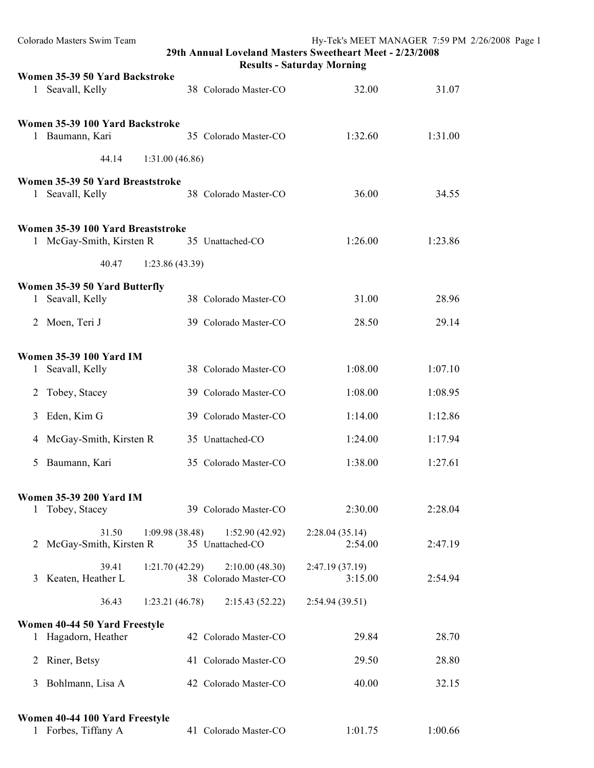## 29th Annual Loveland Masters Sweetheart Meet - 2/23/2008

### Results - Saturday Morning

**Women 35-39 50 Yard Backstroke**

| Place | Name | Age | Team | Seed Time | Finals Time |
|---|---|---|---|---|---|
| 1 | Seavall, Kelly | 38 | Colorado Master-CO | 32.00 | 31.07 |

**Women 35-39 100 Yard Backstroke**

| Place | Name | Age | Team | Seed Time | Finals Time |
|---|---|---|---|---|---|
| 1 | Baumann, Kari | 35 | Colorado Master-CO | 1:32.60 | 1:31.00 |
| | 44.14 | 1:31.00 (46.86) | | | |

**Women 35-39 50 Yard Breaststroke**

| Place | Name | Age | Team | Seed Time | Finals Time |
|---|---|---|---|---|---|
| 1 | Seavall, Kelly | 38 | Colorado Master-CO | 36.00 | 34.55 |

**Women 35-39 100 Yard Breaststroke**

| Place | Name | Age | Team | Seed Time | Finals Time |
|---|---|---|---|---|---|
| 1 | McGay-Smith, Kirsten R | 35 | Unattached-CO | 1:26.00 | 1:23.86 |
| | 40.47 | 1:23.86 (43.39) | | | |

**Women 35-39 50 Yard Butterfly**

| Place | Name | Age | Team | Seed Time | Finals Time |
|---|---|---|---|---|---|
| 1 | Seavall, Kelly | 38 | Colorado Master-CO | 31.00 | 28.96 |
| 2 | Moen, Teri J | 39 | Colorado Master-CO | 28.50 | 29.14 |

**Women 35-39 100 Yard IM**

| Place | Name | Age | Team | Seed Time | Finals Time |
|---|---|---|---|---|---|
| 1 | Seavall, Kelly | 38 | Colorado Master-CO | 1:08.00 | 1:07.10 |
| 2 | Tobey, Stacey | 39 | Colorado Master-CO | 1:08.00 | 1:08.95 |
| 3 | Eden, Kim G | 39 | Colorado Master-CO | 1:14.00 | 1:12.86 |
| 4 | McGay-Smith, Kirsten R | 35 | Unattached-CO | 1:24.00 | 1:17.94 |
| 5 | Baumann, Kari | 35 | Colorado Master-CO | 1:38.00 | 1:27.61 |

**Women 35-39 200 Yard IM**

| Place | Name | Age | Team | Seed Time | Finals Time |
|---|---|---|---|---|---|
| 1 | Tobey, Stacey | 39 | Colorado Master-CO | 2:30.00 | 2:28.04 |
| | 31.50 | 1:09.98 (38.48) | 1:52.90 (42.92) | 2:28.04 (35.14) | |
| 2 | McGay-Smith, Kirsten R | 35 | Unattached-CO | 2:54.00 | 2:47.19 |
| | 39.41 | 1:21.70 (42.29) | 2:10.00 (48.30) | 2:47.19 (37.19) | |
| 3 | Keaten, Heather L | 38 | Colorado Master-CO | 3:15.00 | 2:54.94 |
| | 36.43 | 1:23.21 (46.78) | 2:15.43 (52.22) | 2:54.94 (39.51) | |

**Women 40-44 50 Yard Freestyle**

| Place | Name | Age | Team | Seed Time | Finals Time |
|---|---|---|---|---|---|
| 1 | Hagadorn, Heather | 42 | Colorado Master-CO | 29.84 | 28.70 |
| 2 | Riner, Betsy | 41 | Colorado Master-CO | 29.50 | 28.80 |
| 3 | Bohlmann, Lisa A | 42 | Colorado Master-CO | 40.00 | 32.15 |

**Women 40-44 100 Yard Freestyle**

| Place | Name | Age | Team | Seed Time | Finals Time |
|---|---|---|---|---|---|
| 1 | Forbes, Tiffany A | 41 | Colorado Master-CO | 1:01.75 | 1:00.66 |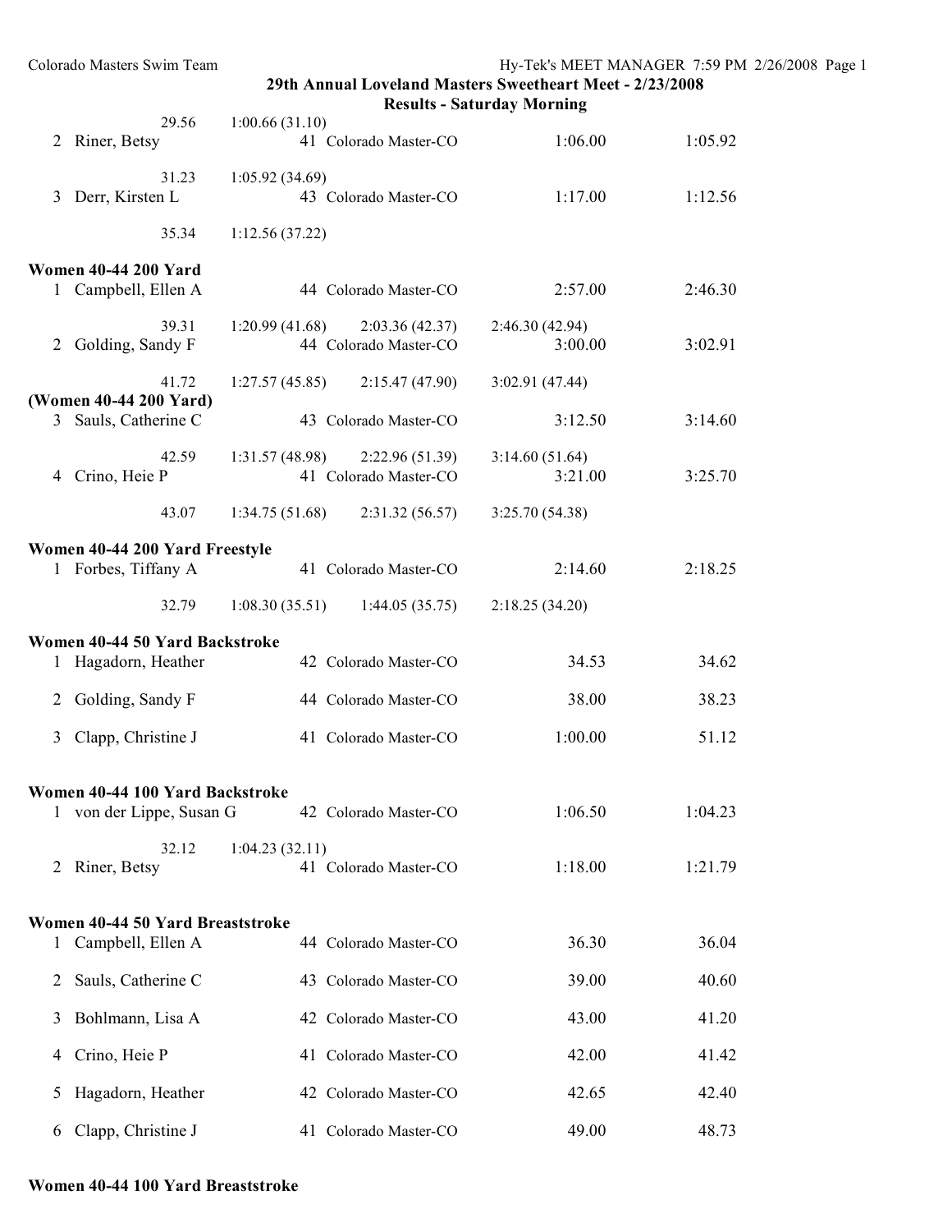## 29th Annual Loveland Masters Sweetheart Meet - 2/23/2008

### Results - Saturday Morning

| | Name | Age | Team | Seed Time | Finals Time |
|---|---|---|---|---|---|
| | 29.56 | 1:00.66 (31.10) | | | |
| 2 | Riner, Betsy | 41 | Colorado Master-CO | 1:06.00 | 1:05.92 |
| | 31.23 | 1:05.92 (34.69) | | | |
| 3 | Derr, Kirsten L | 43 | Colorado Master-CO | 1:17.00 | 1:12.56 |
| | 35.34 | 1:12.56 (37.22) | | | |

**Women 40-44 200 Yard**

| | Name | Age | Team | Seed Time | Finals Time |
|---|---|---|---|---|---|
| 1 | Campbell, Ellen A | 44 | Colorado Master-CO | 2:57.00 | 2:46.30 |
| | 39.31 | 1:20.99 (41.68) | 2:03.36 (42.37) | 2:46.30 (42.94) | |
| 2 | Golding, Sandy F | 44 | Colorado Master-CO | 3:00.00 | 3:02.91 |
| | 41.72 | 1:27.57 (45.85) | 2:15.47 (47.90) | 3:02.91 (47.44) | |

**(Women 40-44 200 Yard)**

| | Name | Age | Team | Seed Time | Finals Time |
|---|---|---|---|---|---|
| 3 | Sauls, Catherine C | 43 | Colorado Master-CO | 3:12.50 | 3:14.60 |
| | 42.59 | 1:31.57 (48.98) | 2:22.96 (51.39) | 3:14.60 (51.64) | |
| 4 | Crino, Heie P | 41 | Colorado Master-CO | 3:21.00 | 3:25.70 |
| | 43.07 | 1:34.75 (51.68) | 2:31.32 (56.57) | 3:25.70 (54.38) | |

**Women 40-44 200 Yard Freestyle**

| | Name | Age | Team | Seed Time | Finals Time |
|---|---|---|---|---|---|
| 1 | Forbes, Tiffany A | 41 | Colorado Master-CO | 2:14.60 | 2:18.25 |
| | 32.79 | 1:08.30 (35.51) | 1:44.05 (35.75) | 2:18.25 (34.20) | |

**Women 40-44 50 Yard Backstroke**

| | Name | Age | Team | Seed Time | Finals Time |
|---|---|---|---|---|---|
| 1 | Hagadorn, Heather | 42 | Colorado Master-CO | 34.53 | 34.62 |
| 2 | Golding, Sandy F | 44 | Colorado Master-CO | 38.00 | 38.23 |
| 3 | Clapp, Christine J | 41 | Colorado Master-CO | 1:00.00 | 51.12 |

**Women 40-44 100 Yard Backstroke**

| | Name | Age | Team | Seed Time | Finals Time |
|---|---|---|---|---|---|
| 1 | von der Lippe, Susan G | 42 | Colorado Master-CO | 1:06.50 | 1:04.23 |
| | 32.12 | 1:04.23 (32.11) | | | |
| 2 | Riner, Betsy | 41 | Colorado Master-CO | 1:18.00 | 1:21.79 |

**Women 40-44 50 Yard Breaststroke**

| | Name | Age | Team | Seed Time | Finals Time |
|---|---|---|---|---|---|
| 1 | Campbell, Ellen A | 44 | Colorado Master-CO | 36.30 | 36.04 |
| 2 | Sauls, Catherine C | 43 | Colorado Master-CO | 39.00 | 40.60 |
| 3 | Bohlmann, Lisa A | 42 | Colorado Master-CO | 43.00 | 41.20 |
| 4 | Crino, Heie P | 41 | Colorado Master-CO | 42.00 | 41.42 |
| 5 | Hagadorn, Heather | 42 | Colorado Master-CO | 42.65 | 42.40 |
| 6 | Clapp, Christine J | 41 | Colorado Master-CO | 49.00 | 48.73 |

**Women 40-44 100 Yard Breaststroke**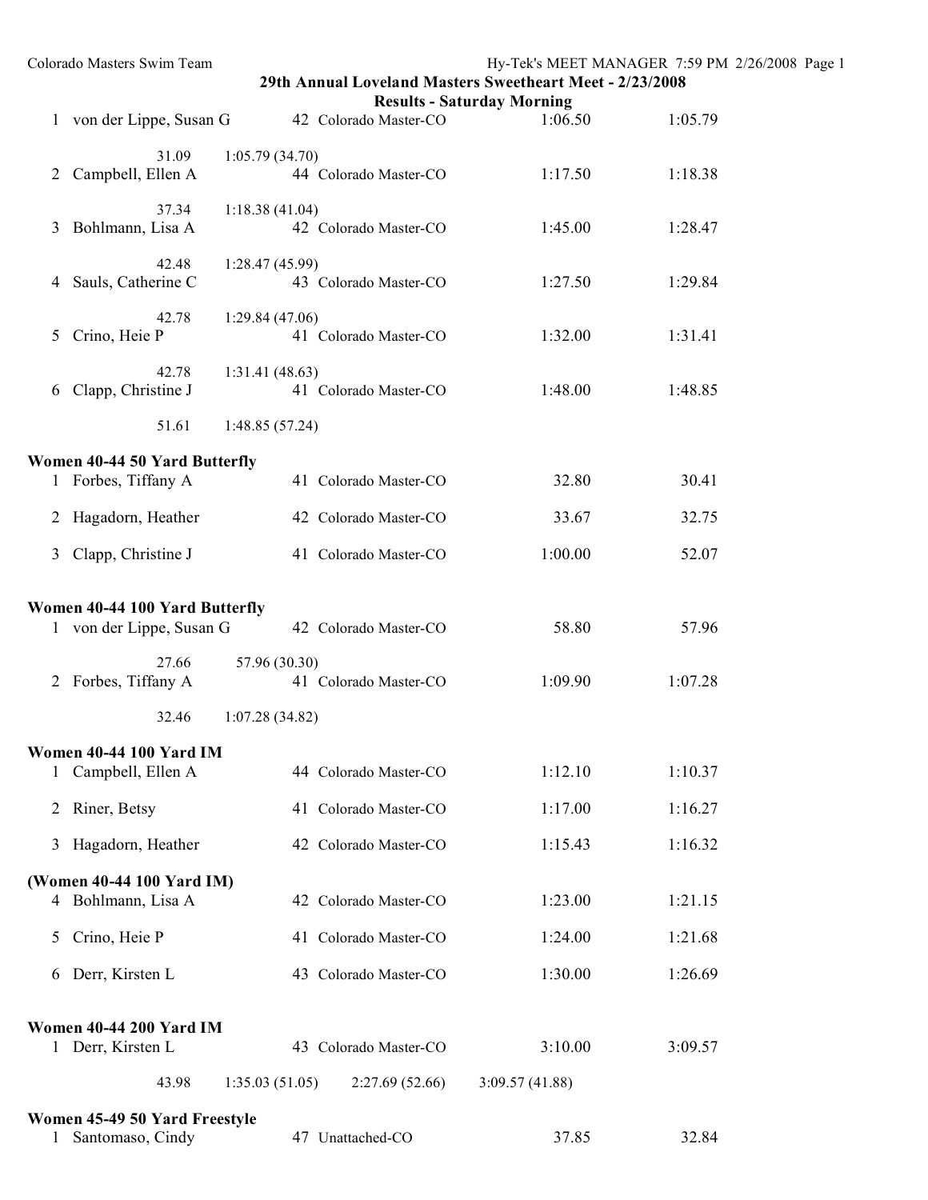## 29th Annual Loveland Masters Sweetheart Meet - 2/23/2008

### Results - Saturday Morning

| | Name | Age | Team | Seed Time | Finals Time |
|---|---|---|---|---|---|
| 1 | von der Lippe, Susan G | 42 | Colorado Master-CO | 1:06.50 | 1:05.79 |
| | 31.09 | 1:05.79 (34.70) | | | |
| 2 | Campbell, Ellen A | 44 | Colorado Master-CO | 1:17.50 | 1:18.38 |
| | 37.34 | 1:18.38 (41.04) | | | |
| 3 | Bohlmann, Lisa A | 42 | Colorado Master-CO | 1:45.00 | 1:28.47 |
| | 42.48 | 1:28.47 (45.99) | | | |
| 4 | Sauls, Catherine C | 43 | Colorado Master-CO | 1:27.50 | 1:29.84 |
| | 42.78 | 1:29.84 (47.06) | | | |
| 5 | Crino, Heie P | 41 | Colorado Master-CO | 1:32.00 | 1:31.41 |
| | 42.78 | 1:31.41 (48.63) | | | |
| 6 | Clapp, Christine J | 41 | Colorado Master-CO | 1:48.00 | 1:48.85 |
| | 51.61 | 1:48.85 (57.24) | | | |

**Women 40-44 50 Yard Butterfly**

| | Name | Age | Team | Seed Time | Finals Time |
|---|---|---|---|---|---|
| 1 | Forbes, Tiffany A | 41 | Colorado Master-CO | 32.80 | 30.41 |
| 2 | Hagadorn, Heather | 42 | Colorado Master-CO | 33.67 | 32.75 |
| 3 | Clapp, Christine J | 41 | Colorado Master-CO | 1:00.00 | 52.07 |

**Women 40-44 100 Yard Butterfly**

| | Name | Age | Team | Seed Time | Finals Time |
|---|---|---|---|---|---|
| 1 | von der Lippe, Susan G | 42 | Colorado Master-CO | 58.80 | 57.96 |
| | 27.66 | 57.96 (30.30) | | | |
| 2 | Forbes, Tiffany A | 41 | Colorado Master-CO | 1:09.90 | 1:07.28 |
| | 32.46 | 1:07.28 (34.82) | | | |

**Women 40-44 100 Yard IM**

| | Name | Age | Team | Seed Time | Finals Time |
|---|---|---|---|---|---|
| 1 | Campbell, Ellen A | 44 | Colorado Master-CO | 1:12.10 | 1:10.37 |
| 2 | Riner, Betsy | 41 | Colorado Master-CO | 1:17.00 | 1:16.27 |
| 3 | Hagadorn, Heather | 42 | Colorado Master-CO | 1:15.43 | 1:16.32 |

**(Women 40-44 100 Yard IM)**

| | Name | Age | Team | Seed Time | Finals Time |
|---|---|---|---|---|---|
| 4 | Bohlmann, Lisa A | 42 | Colorado Master-CO | 1:23.00 | 1:21.15 |
| 5 | Crino, Heie P | 41 | Colorado Master-CO | 1:24.00 | 1:21.68 |
| 6 | Derr, Kirsten L | 43 | Colorado Master-CO | 1:30.00 | 1:26.69 |

**Women 40-44 200 Yard IM**

| | Name | Age | Team | Seed Time | Finals Time |
|---|---|---|---|---|---|
| 1 | Derr, Kirsten L | 43 | Colorado Master-CO | 3:10.00 | 3:09.57 |
| | 43.98 | 1:35.03 (51.05) | 2:27.69 (52.66) | 3:09.57 (41.88) | |

**Women 45-49 50 Yard Freestyle**

| | Name | Age | Team | Seed Time | Finals Time |
|---|---|---|---|---|---|
| 1 | Santomaso, Cindy | 47 | Unattached-CO | 37.85 | 32.84 |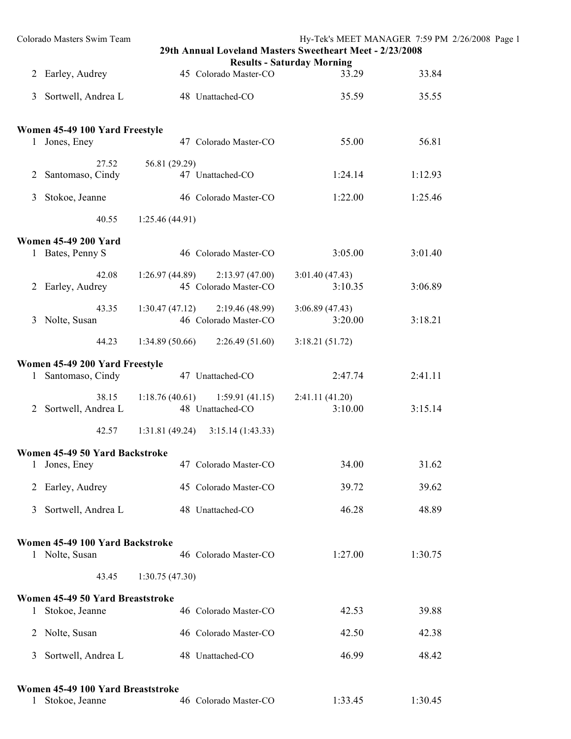## 29th Annual Loveland Masters Sweetheart Meet - 2/23/2008

### Results - Saturday Morning

| | Name | Age | Team | Seed Time | Finals Time |
|---|---|---|---|---|---|
| 2 | Earley, Audrey | 45 | Colorado Master-CO | 33.29 | 33.84 |
| 3 | Sortwell, Andrea L | 48 | Unattached-CO | 35.59 | 35.55 |

### Women 45-49 100 Yard Freestyle

| | Name | Age | Team | Seed Time | Finals Time |
|---|---|---|---|---|---|
| 1 | Jones, Eney | 47 | Colorado Master-CO | 55.00 | 56.81 |
| | 27.52 | 56.81 (29.29) | | | |
| 2 | Santomaso, Cindy | 47 | Unattached-CO | 1:24.14 | 1:12.93 |
| 3 | Stokoe, Jeanne | 46 | Colorado Master-CO | 1:22.00 | 1:25.46 |
| | 40.55 | 1:25.46 (44.91) | | | |

### Women 45-49 200 Yard

| | Name | Age | Team | Seed Time | Finals Time |
|---|---|---|---|---|---|
| 1 | Bates, Penny S | 46 | Colorado Master-CO | 3:05.00 | 3:01.40 |
| | 42.08 | 1:26.97 (44.89) | 2:13.97 (47.00) | 3:01.40 (47.43) | |
| 2 | Earley, Audrey | 45 | Colorado Master-CO | 3:10.35 | 3:06.89 |
| | 43.35 | 1:30.47 (47.12) | 2:19.46 (48.99) | 3:06.89 (47.43) | |
| 3 | Nolte, Susan | 46 | Colorado Master-CO | 3:20.00 | 3:18.21 |
| | 44.23 | 1:34.89 (50.66) | 2:26.49 (51.60) | 3:18.21 (51.72) | |

### Women 45-49 200 Yard Freestyle

| | Name | Age | Team | Seed Time | Finals Time |
|---|---|---|---|---|---|
| 1 | Santomaso, Cindy | 47 | Unattached-CO | 2:47.74 | 2:41.11 |
| | 38.15 | 1:18.76 (40.61) | 1:59.91 (41.15) | 2:41.11 (41.20) | |
| 2 | Sortwell, Andrea L | 48 | Unattached-CO | 3:10.00 | 3:15.14 |
| | 42.57 | 1:31.81 (49.24) | 3:15.14 (1:43.33) | | |

### Women 45-49 50 Yard Backstroke

| | Name | Age | Team | Seed Time | Finals Time |
|---|---|---|---|---|---|
| 1 | Jones, Eney | 47 | Colorado Master-CO | 34.00 | 31.62 |
| 2 | Earley, Audrey | 45 | Colorado Master-CO | 39.72 | 39.62 |
| 3 | Sortwell, Andrea L | 48 | Unattached-CO | 46.28 | 48.89 |

### Women 45-49 100 Yard Backstroke

| | Name | Age | Team | Seed Time | Finals Time |
|---|---|---|---|---|---|
| 1 | Nolte, Susan | 46 | Colorado Master-CO | 1:27.00 | 1:30.75 |
| | 43.45 | 1:30.75 (47.30) | | | |

### Women 45-49 50 Yard Breaststroke

| | Name | Age | Team | Seed Time | Finals Time |
|---|---|---|---|---|---|
| 1 | Stokoe, Jeanne | 46 | Colorado Master-CO | 42.53 | 39.88 |
| 2 | Nolte, Susan | 46 | Colorado Master-CO | 42.50 | 42.38 |
| 3 | Sortwell, Andrea L | 48 | Unattached-CO | 46.99 | 48.42 |

### Women 45-49 100 Yard Breaststroke

| | Name | Age | Team | Seed Time | Finals Time |
|---|---|---|---|---|---|
| 1 | Stokoe, Jeanne | 46 | Colorado Master-CO | 1:33.45 | 1:30.45 |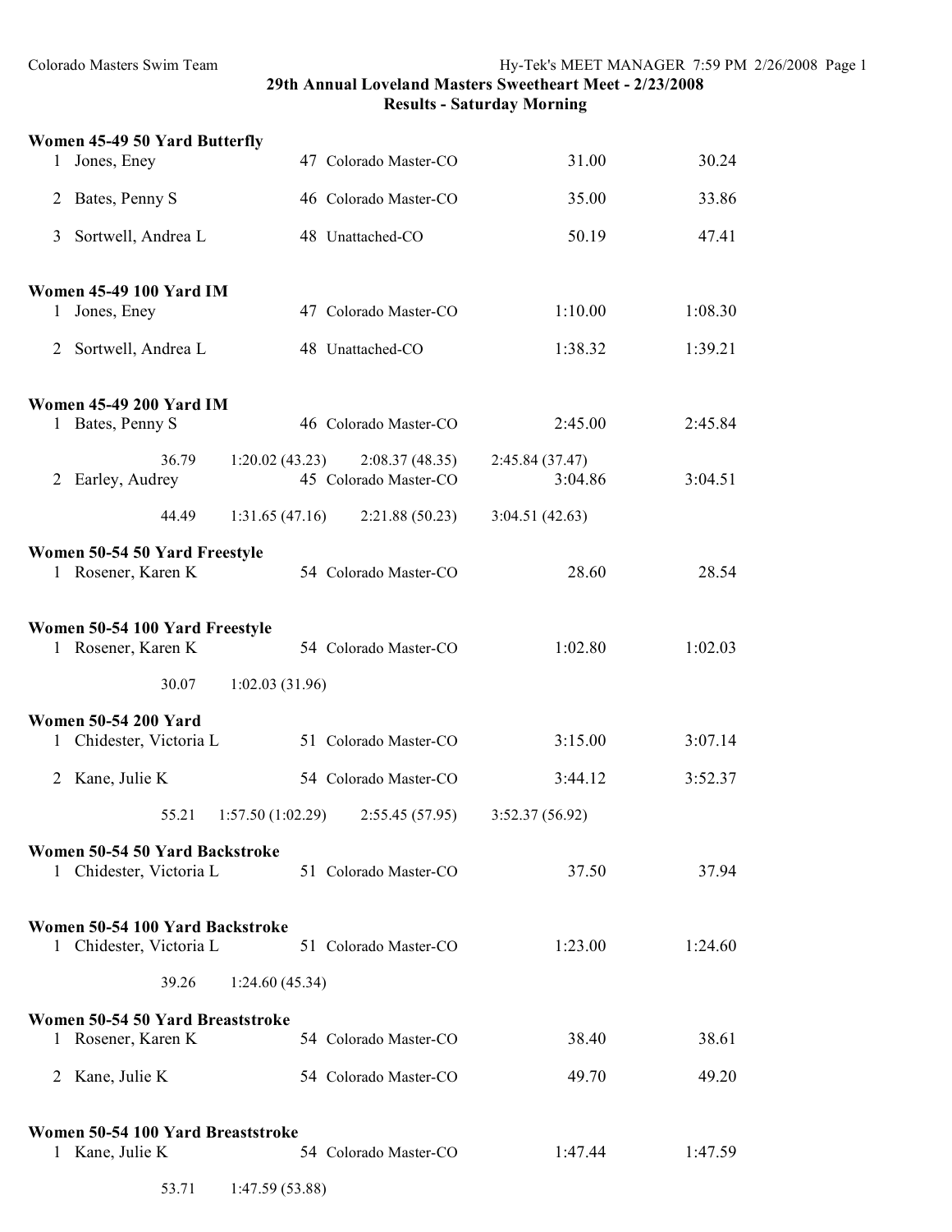**29th Annual Loveland Masters Sweetheart Meet - 2/23/2008**
**Results - Saturday Morning**

**Women 45-49 50 Yard Butterfly**

| Place | Name | Age | Team | Seed Time | Finals Time |
|---|---|---|---|---|---|
| 1 | Jones, Eney | 47 | Colorado Master-CO | 31.00 | 30.24 |
| 2 | Bates, Penny S | 46 | Colorado Master-CO | 35.00 | 33.86 |
| 3 | Sortwell, Andrea L | 48 | Unattached-CO | 50.19 | 47.41 |

**Women 45-49 100 Yard IM**

| Place | Name | Age | Team | Seed Time | Finals Time |
|---|---|---|---|---|---|
| 1 | Jones, Eney | 47 | Colorado Master-CO | 1:10.00 | 1:08.30 |
| 2 | Sortwell, Andrea L | 48 | Unattached-CO | 1:38.32 | 1:39.21 |

**Women 45-49 200 Yard IM**

| Place | Name | Age | Team | Seed Time | Finals Time |
|---|---|---|---|---|---|
| 1 | Bates, Penny S | 46 | Colorado Master-CO | 2:45.00 | 2:45.84 |
| | 36.79 | 1:20.02 (43.23) | 2:08.37 (48.35) | 2:45.84 (37.47) | |
| 2 | Earley, Audrey | 45 | Colorado Master-CO | 3:04.86 | 3:04.51 |
| | 44.49 | 1:31.65 (47.16) | 2:21.88 (50.23) | 3:04.51 (42.63) | |

**Women 50-54 50 Yard Freestyle**

| Place | Name | Age | Team | Seed Time | Finals Time |
|---|---|---|---|---|---|
| 1 | Rosener, Karen K | 54 | Colorado Master-CO | 28.60 | 28.54 |

**Women 50-54 100 Yard Freestyle**

| Place | Name | Age | Team | Seed Time | Finals Time |
|---|---|---|---|---|---|
| 1 | Rosener, Karen K | 54 | Colorado Master-CO | 1:02.80 | 1:02.03 |
| | 30.07 | 1:02.03 (31.96) | | | |

**Women 50-54 200 Yard**

| Place | Name | Age | Team | Seed Time | Finals Time |
|---|---|---|---|---|---|
| 1 | Chidester, Victoria L | 51 | Colorado Master-CO | 3:15.00 | 3:07.14 |
| 2 | Kane, Julie K | 54 | Colorado Master-CO | 3:44.12 | 3:52.37 |
| | 55.21 | 1:57.50 (1:02.29) | 2:55.45 (57.95) | 3:52.37 (56.92) | |

**Women 50-54 50 Yard Backstroke**

| Place | Name | Age | Team | Seed Time | Finals Time |
|---|---|---|---|---|---|
| 1 | Chidester, Victoria L | 51 | Colorado Master-CO | 37.50 | 37.94 |

**Women 50-54 100 Yard Backstroke**

| Place | Name | Age | Team | Seed Time | Finals Time |
|---|---|---|---|---|---|
| 1 | Chidester, Victoria L | 51 | Colorado Master-CO | 1:23.00 | 1:24.60 |
| | 39.26 | 1:24.60 (45.34) | | | |

**Women 50-54 50 Yard Breaststroke**

| Place | Name | Age | Team | Seed Time | Finals Time |
|---|---|---|---|---|---|
| 1 | Rosener, Karen K | 54 | Colorado Master-CO | 38.40 | 38.61 |
| 2 | Kane, Julie K | 54 | Colorado Master-CO | 49.70 | 49.20 |

**Women 50-54 100 Yard Breaststroke**

| Place | Name | Age | Team | Seed Time | Finals Time |
|---|---|---|---|---|---|
| 1 | Kane, Julie K | 54 | Colorado Master-CO | 1:47.44 | 1:47.59 |
| | 53.71 | 1:47.59 (53.88) | | | |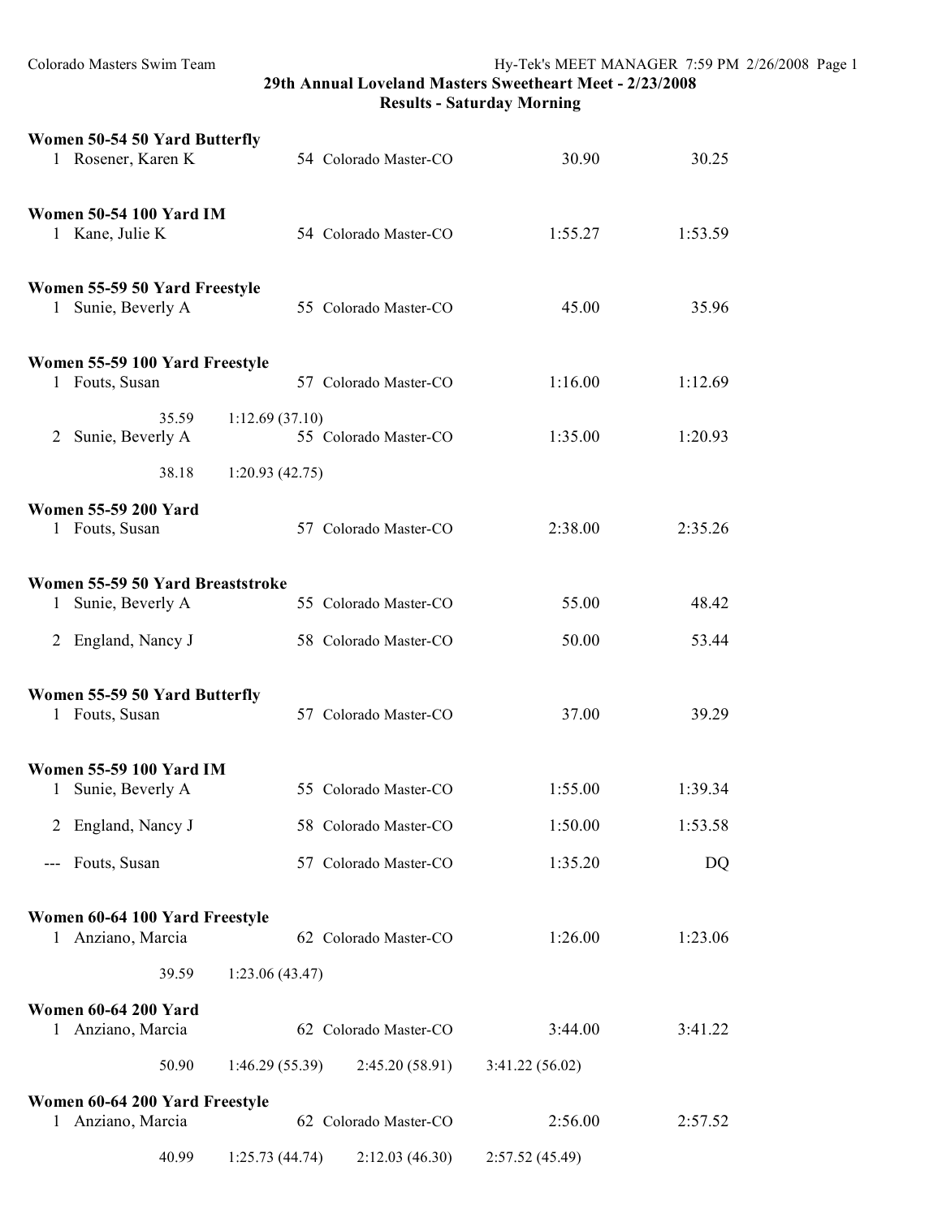# 29th Annual Loveland Masters Sweetheart Meet - 2/23/2008

## Results - Saturday Morning

### Women 50-54 50 Yard Butterfly

| Place | Name | Age | Team | Seed Time | Finals Time |
|---|---|---|---|---|---|
| 1 | Rosener, Karen K | 54 | Colorado Master-CO | 30.90 | 30.25 |

### Women 50-54 100 Yard IM

| Place | Name | Age | Team | Seed Time | Finals Time |
|---|---|---|---|---|---|
| 1 | Kane, Julie K | 54 | Colorado Master-CO | 1:55.27 | 1:53.59 |

### Women 55-59 50 Yard Freestyle

| Place | Name | Age | Team | Seed Time | Finals Time |
|---|---|---|---|---|---|
| 1 | Sunie, Beverly A | 55 | Colorado Master-CO | 45.00 | 35.96 |

### Women 55-59 100 Yard Freestyle

| Place | Name | Age | Team | Seed Time | Finals Time |
|---|---|---|---|---|---|
| 1 | Fouts, Susan | 57 | Colorado Master-CO | 1:16.00 | 1:12.69 |
| | 35.59 | 1:12.69 (37.10) | | | |
| 2 | Sunie, Beverly A | 55 | Colorado Master-CO | 1:35.00 | 1:20.93 |
| | 38.18 | 1:20.93 (42.75) | | | |

### Women 55-59 200 Yard

| Place | Name | Age | Team | Seed Time | Finals Time |
|---|---|---|---|---|---|
| 1 | Fouts, Susan | 57 | Colorado Master-CO | 2:38.00 | 2:35.26 |

### Women 55-59 50 Yard Breaststroke

| Place | Name | Age | Team | Seed Time | Finals Time |
|---|---|---|---|---|---|
| 1 | Sunie, Beverly A | 55 | Colorado Master-CO | 55.00 | 48.42 |
| 2 | England, Nancy J | 58 | Colorado Master-CO | 50.00 | 53.44 |

### Women 55-59 50 Yard Butterfly

| Place | Name | Age | Team | Seed Time | Finals Time |
|---|---|---|---|---|---|
| 1 | Fouts, Susan | 57 | Colorado Master-CO | 37.00 | 39.29 |

### Women 55-59 100 Yard IM

| Place | Name | Age | Team | Seed Time | Finals Time |
|---|---|---|---|---|---|
| 1 | Sunie, Beverly A | 55 | Colorado Master-CO | 1:55.00 | 1:39.34 |
| 2 | England, Nancy J | 58 | Colorado Master-CO | 1:50.00 | 1:53.58 |
| --- | Fouts, Susan | 57 | Colorado Master-CO | 1:35.20 | DQ |

### Women 60-64 100 Yard Freestyle

| Place | Name | Age | Team | Seed Time | Finals Time |
|---|---|---|---|---|---|
| 1 | Anziano, Marcia | 62 | Colorado Master-CO | 1:26.00 | 1:23.06 |
| | 39.59 | 1:23.06 (43.47) | | | |

### Women 60-64 200 Yard

| Place | Name | Age | Team | Seed Time | Finals Time |
|---|---|---|---|---|---|
| 1 | Anziano, Marcia | 62 | Colorado Master-CO | 3:44.00 | 3:41.22 |
| | 50.90 | 1:46.29 (55.39) | 2:45.20 (58.91) | 3:41.22 (56.02) | |

### Women 60-64 200 Yard Freestyle

| Place | Name | Age | Team | Seed Time | Finals Time |
|---|---|---|---|---|---|
| 1 | Anziano, Marcia | 62 | Colorado Master-CO | 2:56.00 | 2:57.52 |
| | 40.99 | 1:25.73 (44.74) | 2:12.03 (46.30) | 2:57.52 (45.49) | |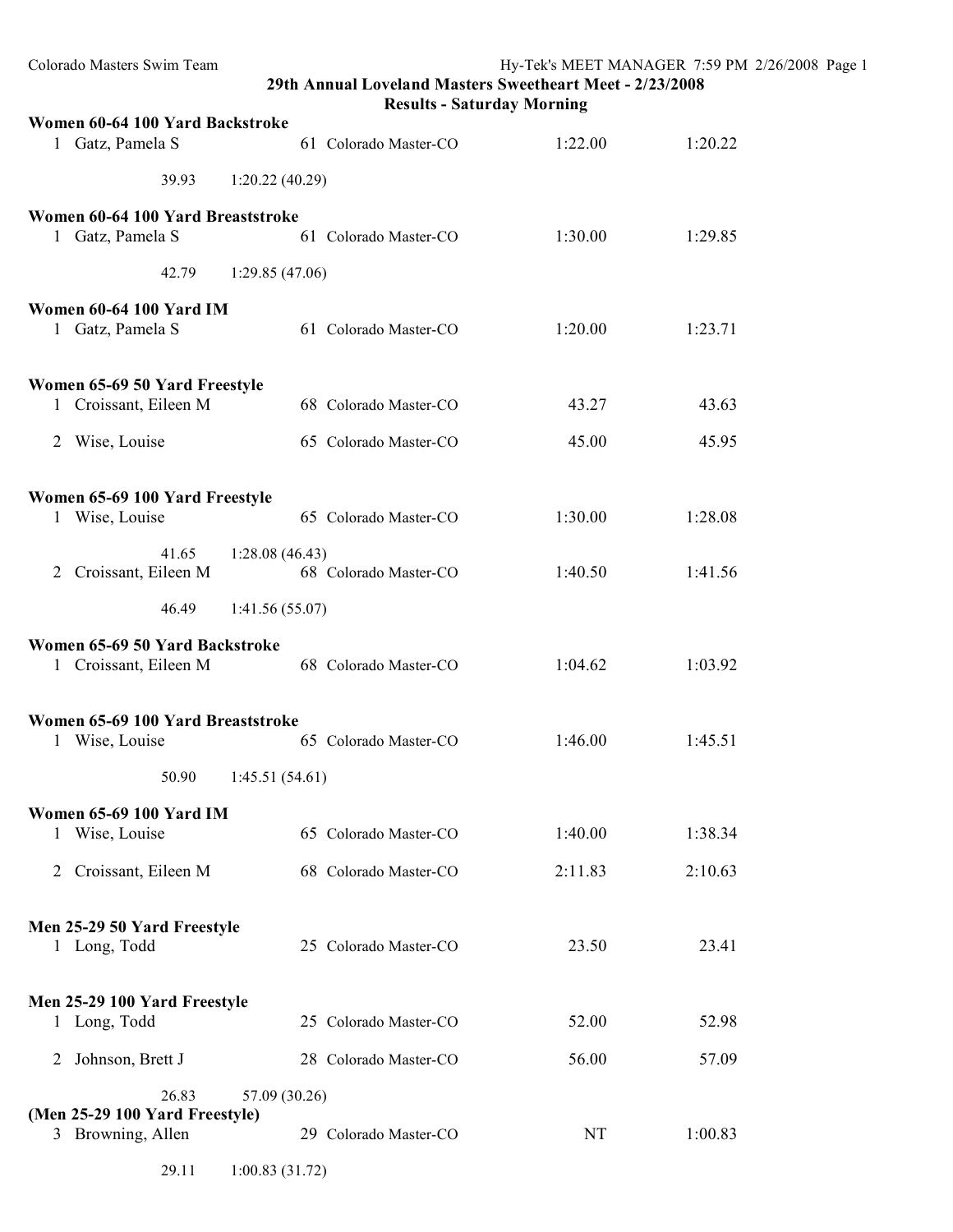# 29th Annual Loveland Masters Sweetheart Meet - 2/23/2008

## Results - Saturday Morning

### Women 60-64 100 Yard Backstroke

| | Name | Age | Team | Seed Time | Finals Time |
|---|---|---|---|---|---|
| 1 | Gatz, Pamela S | 61 | Colorado Master-CO | 1:22.00 | 1:20.22 |

39.93 1:20.22 (40.29)

### Women 60-64 100 Yard Breaststroke

| | Name | Age | Team | Seed Time | Finals Time |
|---|---|---|---|---|---|
| 1 | Gatz, Pamela S | 61 | Colorado Master-CO | 1:30.00 | 1:29.85 |

42.79 1:29.85 (47.06)

### Women 60-64 100 Yard IM

| | Name | Age | Team | Seed Time | Finals Time |
|---|---|---|---|---|---|
| 1 | Gatz, Pamela S | 61 | Colorado Master-CO | 1:20.00 | 1:23.71 |

### Women 65-69 50 Yard Freestyle

| | Name | Age | Team | Seed Time | Finals Time |
|---|---|---|---|---|---|
| 1 | Croissant, Eileen M | 68 | Colorado Master-CO | 43.27 | 43.63 |
| 2 | Wise, Louise | 65 | Colorado Master-CO | 45.00 | 45.95 |

### Women 65-69 100 Yard Freestyle

| | Name | Age | Team | Seed Time | Finals Time |
|---|---|---|---|---|---|
| 1 | Wise, Louise | 65 | Colorado Master-CO | 1:30.00 | 1:28.08 |
| | 41.65 1:28.08 (46.43) | | | | |
| 2 | Croissant, Eileen M | 68 | Colorado Master-CO | 1:40.50 | 1:41.56 |
| | 46.49 1:41.56 (55.07) | | | | |

### Women 65-69 50 Yard Backstroke

| | Name | Age | Team | Seed Time | Finals Time |
|---|---|---|---|---|---|
| 1 | Croissant, Eileen M | 68 | Colorado Master-CO | 1:04.62 | 1:03.92 |

### Women 65-69 100 Yard Breaststroke

| | Name | Age | Team | Seed Time | Finals Time |
|---|---|---|---|---|---|
| 1 | Wise, Louise | 65 | Colorado Master-CO | 1:46.00 | 1:45.51 |

50.90 1:45.51 (54.61)

### Women 65-69 100 Yard IM

| | Name | Age | Team | Seed Time | Finals Time |
|---|---|---|---|---|---|
| 1 | Wise, Louise | 65 | Colorado Master-CO | 1:40.00 | 1:38.34 |
| 2 | Croissant, Eileen M | 68 | Colorado Master-CO | 2:11.83 | 2:10.63 |

### Men 25-29 50 Yard Freestyle

| | Name | Age | Team | Seed Time | Finals Time |
|---|---|---|---|---|---|
| 1 | Long, Todd | 25 | Colorado Master-CO | 23.50 | 23.41 |

### Men 25-29 100 Yard Freestyle

| | Name | Age | Team | Seed Time | Finals Time |
|---|---|---|---|---|---|
| 1 | Long, Todd | 25 | Colorado Master-CO | 52.00 | 52.98 |
| 2 | Johnson, Brett J | 28 | Colorado Master-CO | 56.00 | 57.09 |
| | 26.83 57.09 (30.26) | | | | |
| 3 | Browning, Allen | 29 | Colorado Master-CO | NT | 1:00.83 |
| | 29.11 1:00.83 (31.72) | | | | |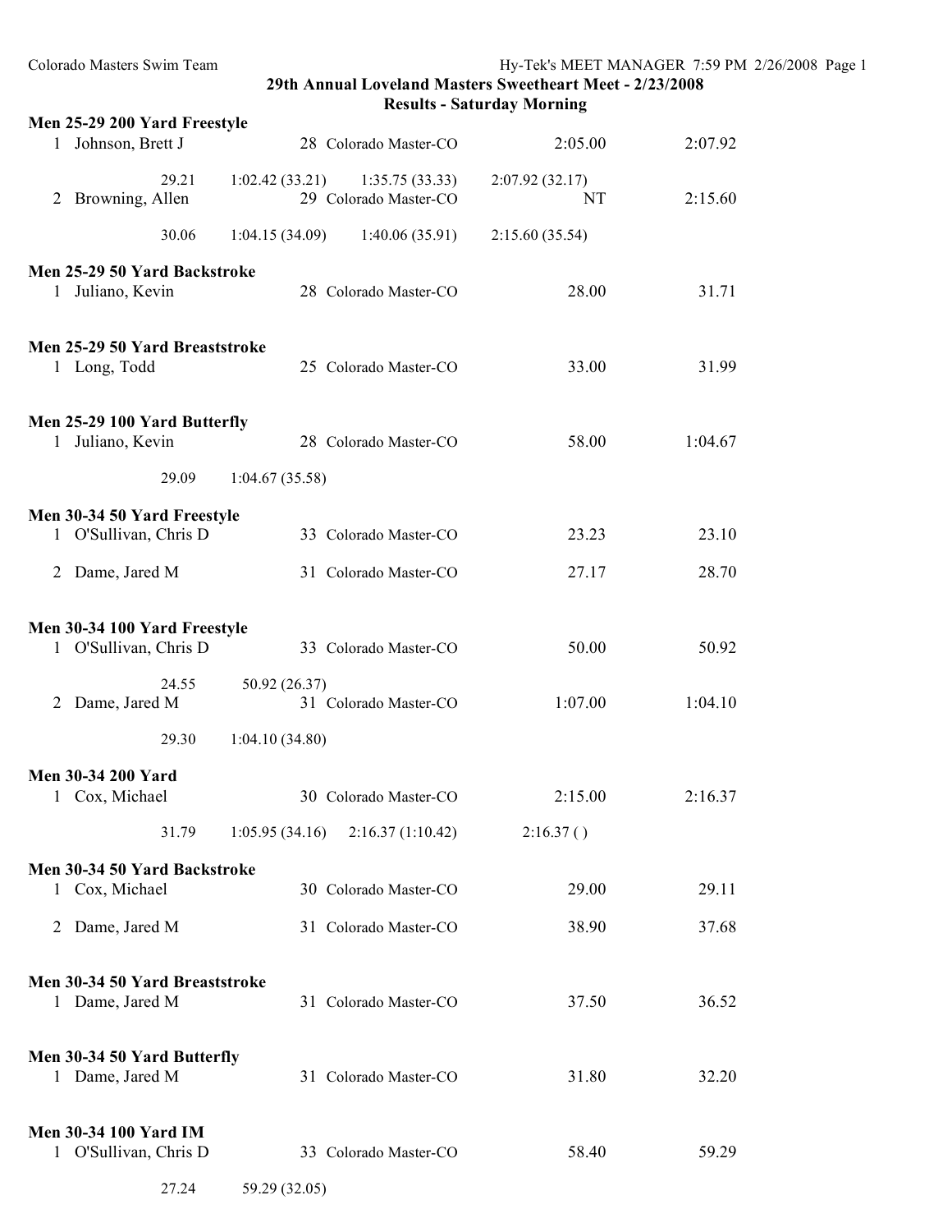29th Annual Loveland Masters Sweetheart Meet - 2/23/2008

Results - Saturday Morning

### Men 25-29 200 Yard Freestyle

| | Name | Age | Team | Seed Time | Finals Time |
|---|---|---|---|---|---|
| 1 | Johnson, Brett J | 28 | Colorado Master-CO | 2:05.00 | 2:07.92 |
| | 29.21 | 1:02.42 (33.21) | 1:35.75 (33.33) | 2:07.92 (32.17) | |
| 2 | Browning, Allen | 29 | Colorado Master-CO | NT | 2:15.60 |
| | 30.06 | 1:04.15 (34.09) | 1:40.06 (35.91) | 2:15.60 (35.54) | |

### Men 25-29 50 Yard Backstroke

| | Name | Age | Team | Seed Time | Finals Time |
|---|---|---|---|---|---|
| 1 | Juliano, Kevin | 28 | Colorado Master-CO | 28.00 | 31.71 |

### Men 25-29 50 Yard Breaststroke

| | Name | Age | Team | Seed Time | Finals Time |
|---|---|---|---|---|---|
| 1 | Long, Todd | 25 | Colorado Master-CO | 33.00 | 31.99 |

### Men 25-29 100 Yard Butterfly

| | Name | Age | Team | Seed Time | Finals Time |
|---|---|---|---|---|---|
| 1 | Juliano, Kevin | 28 | Colorado Master-CO | 58.00 | 1:04.67 |
| | 29.09 | 1:04.67 (35.58) | | | |

### Men 30-34 50 Yard Freestyle

| | Name | Age | Team | Seed Time | Finals Time |
|---|---|---|---|---|---|
| 1 | O'Sullivan, Chris D | 33 | Colorado Master-CO | 23.23 | 23.10 |
| 2 | Dame, Jared M | 31 | Colorado Master-CO | 27.17 | 28.70 |

### Men 30-34 100 Yard Freestyle

| | Name | Age | Team | Seed Time | Finals Time |
|---|---|---|---|---|---|
| 1 | O'Sullivan, Chris D | 33 | Colorado Master-CO | 50.00 | 50.92 |
| | 24.55 | 50.92 (26.37) | | | |
| 2 | Dame, Jared M | 31 | Colorado Master-CO | 1:07.00 | 1:04.10 |
| | 29.30 | 1:04.10 (34.80) | | | |

### Men 30-34 200 Yard

| | Name | Age | Team | Seed Time | Finals Time |
|---|---|---|---|---|---|
| 1 | Cox, Michael | 30 | Colorado Master-CO | 2:15.00 | 2:16.37 |
| | 31.79 | 1:05.95 (34.16) | 2:16.37 (1:10.42) | 2:16.37 ( ) | |

### Men 30-34 50 Yard Backstroke

| | Name | Age | Team | Seed Time | Finals Time |
|---|---|---|---|---|---|
| 1 | Cox, Michael | 30 | Colorado Master-CO | 29.00 | 29.11 |
| 2 | Dame, Jared M | 31 | Colorado Master-CO | 38.90 | 37.68 |

### Men 30-34 50 Yard Breaststroke

| | Name | Age | Team | Seed Time | Finals Time |
|---|---|---|---|---|---|
| 1 | Dame, Jared M | 31 | Colorado Master-CO | 37.50 | 36.52 |

### Men 30-34 50 Yard Butterfly

| | Name | Age | Team | Seed Time | Finals Time |
|---|---|---|---|---|---|
| 1 | Dame, Jared M | 31 | Colorado Master-CO | 31.80 | 32.20 |

### Men 30-34 100 Yard IM

| | Name | Age | Team | Seed Time | Finals Time |
|---|---|---|---|---|---|
| 1 | O'Sullivan, Chris D | 33 | Colorado Master-CO | 58.40 | 59.29 |
| | 27.24 | 59.29 (32.05) | | | |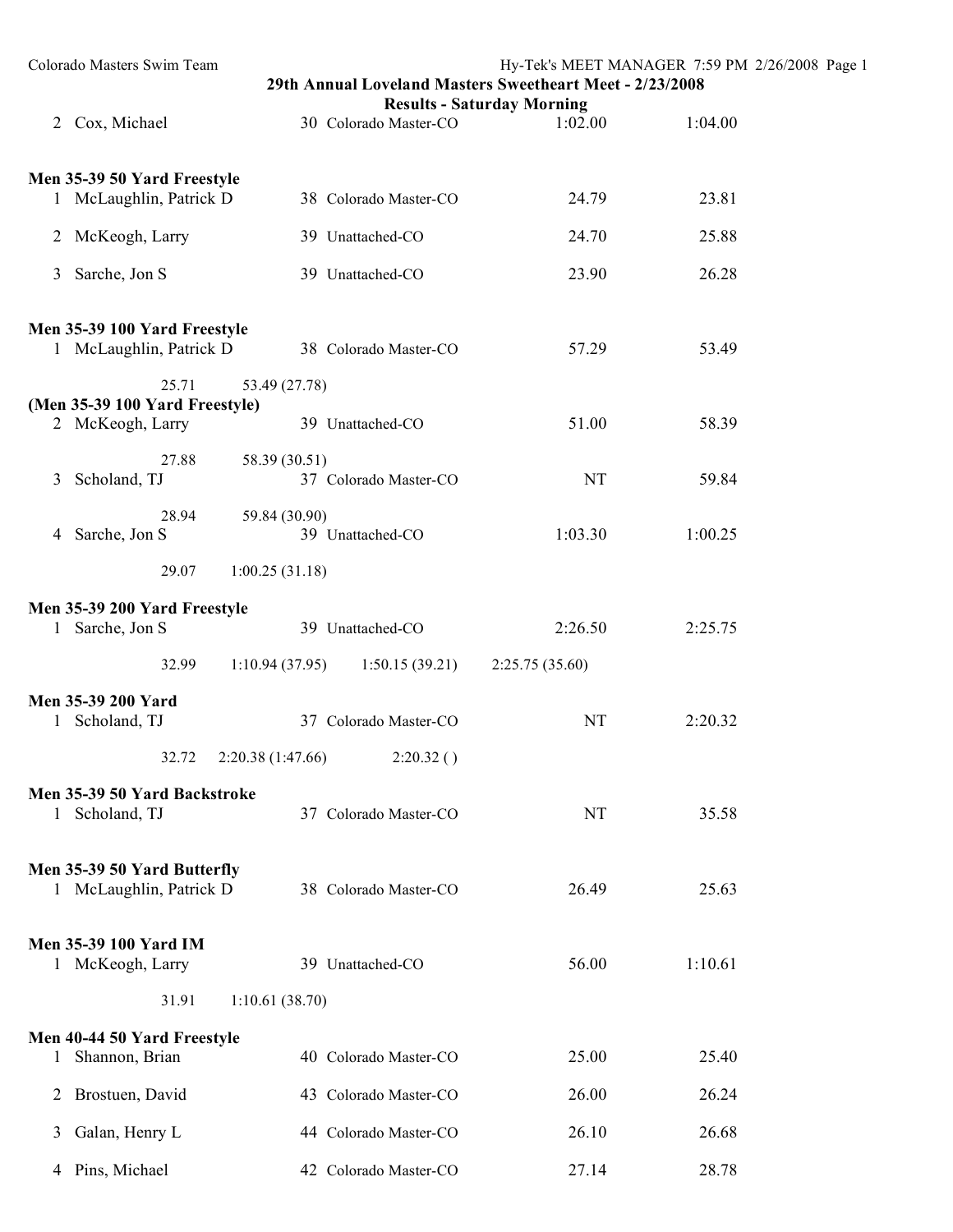**29th Annual Loveland Masters Sweetheart Meet - 2/23/2008**

**Results - Saturday Morning**

| | Name | Age | Team | Seed Time | Finals Time |
|---|---|---|---|---|---|
| 2 | Cox, Michael | 30 | Colorado Master-CO | 1:02.00 | 1:04.00 |

**Men 35-39 50 Yard Freestyle**

| | Name | Age | Team | Seed Time | Finals Time |
|---|---|---|---|---|---|
| 1 | McLaughlin, Patrick D | 38 | Colorado Master-CO | 24.79 | 23.81 |
| 2 | McKeogh, Larry | 39 | Unattached-CO | 24.70 | 25.88 |
| 3 | Sarche, Jon S | 39 | Unattached-CO | 23.90 | 26.28 |

**Men 35-39 100 Yard Freestyle**

1 McLaughlin, Patrick D 38 Colorado Master-CO 57.29 53.49
25.71 53.49 (27.78)

**(Men 35-39 100 Yard Freestyle)**

2 McKeogh, Larry 39 Unattached-CO 51.00 58.39
27.88 58.39 (30.51)

3 Scholand, TJ 37 Colorado Master-CO NT 59.84
28.94 59.84 (30.90)

4 Sarche, Jon S 39 Unattached-CO 1:03.30 1:00.25
29.07 1:00.25 (31.18)

**Men 35-39 200 Yard Freestyle**

1 Sarche, Jon S 39 Unattached-CO 2:26.50 2:25.75
32.99 1:10.94 (37.95) 1:50.15 (39.21) 2:25.75 (35.60)

**Men 35-39 200 Yard**

1 Scholand, TJ 37 Colorado Master-CO NT 2:20.32
32.72 2:20.38 (1:47.66) 2:20.32 ( )

**Men 35-39 50 Yard Backstroke**

| | Name | Age | Team | Seed Time | Finals Time |
|---|---|---|---|---|---|
| 1 | Scholand, TJ | 37 | Colorado Master-CO | NT | 35.58 |

**Men 35-39 50 Yard Butterfly**

| | Name | Age | Team | Seed Time | Finals Time |
|---|---|---|---|---|---|
| 1 | McLaughlin, Patrick D | 38 | Colorado Master-CO | 26.49 | 25.63 |

**Men 35-39 100 Yard IM**

1 McKeogh, Larry 39 Unattached-CO 56.00 1:10.61
31.91 1:10.61 (38.70)

**Men 40-44 50 Yard Freestyle**

| | Name | Age | Team | Seed Time | Finals Time |
|---|---|---|---|---|---|
| 1 | Shannon, Brian | 40 | Colorado Master-CO | 25.00 | 25.40 |
| 2 | Brostuen, David | 43 | Colorado Master-CO | 26.00 | 26.24 |
| 3 | Galan, Henry L | 44 | Colorado Master-CO | 26.10 | 26.68 |
| 4 | Pins, Michael | 42 | Colorado Master-CO | 27.14 | 28.78 |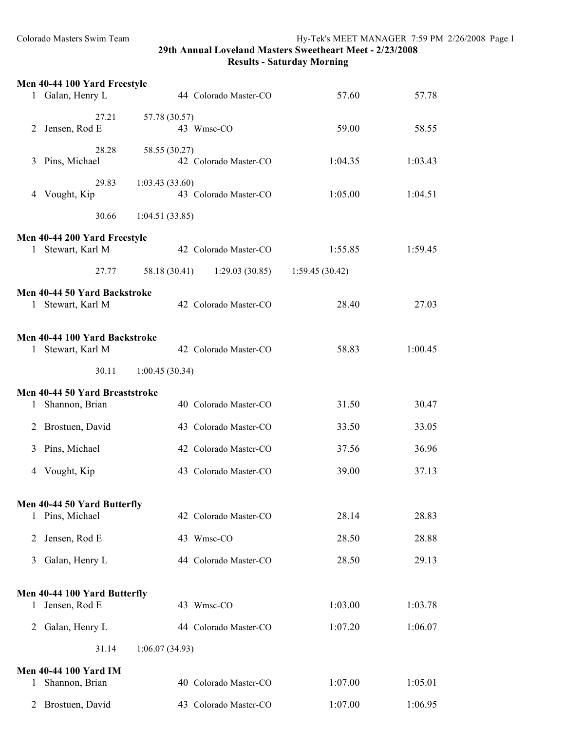Colorado Masters Swim Team

## 29th Annual Loveland Masters Sweetheart Meet - 2/23/2008
## Results - Saturday Morning

### Men 40-44 100 Yard Freestyle

1 Galan, Henry L 44 Colorado Master-CO 57.60 57.78
  27.21 57.78 (30.57)
2 Jensen, Rod E 43 Wmsc-CO 59.00 58.55
  28.28 58.55 (30.27)
3 Pins, Michael 42 Colorado Master-CO 1:04.35 1:03.43
  29.83 1:03.43 (33.60)
4 Vought, Kip 43 Colorado Master-CO 1:05.00 1:04.51
  30.66 1:04.51 (33.85)

### Men 40-44 200 Yard Freestyle

1 Stewart, Karl M 42 Colorado Master-CO 1:55.85 1:59.45
  27.77 58.18 (30.41) 1:29.03 (30.85) 1:59.45 (30.42)

### Men 40-44 50 Yard Backstroke

1 Stewart, Karl M 42 Colorado Master-CO 28.40 27.03

### Men 40-44 100 Yard Backstroke

1 Stewart, Karl M 42 Colorado Master-CO 58.83 1:00.45
  30.11 1:00.45 (30.34)

### Men 40-44 50 Yard Breaststroke

1 Shannon, Brian 40 Colorado Master-CO 31.50 30.47
2 Brostuen, David 43 Colorado Master-CO 33.50 33.05
3 Pins, Michael 42 Colorado Master-CO 37.56 36.96
4 Vought, Kip 43 Colorado Master-CO 39.00 37.13

### Men 40-44 50 Yard Butterfly

1 Pins, Michael 42 Colorado Master-CO 28.14 28.83
2 Jensen, Rod E 43 Wmsc-CO 28.50 28.88
3 Galan, Henry L 44 Colorado Master-CO 28.50 29.13

### Men 40-44 100 Yard Butterfly

1 Jensen, Rod E 43 Wmsc-CO 1:03.00 1:03.78
2 Galan, Henry L 44 Colorado Master-CO 1:07.20 1:06.07
  31.14 1:06.07 (34.93)

### Men 40-44 100 Yard IM

1 Shannon, Brian 40 Colorado Master-CO 1:07.00 1:05.01
2 Brostuen, David 43 Colorado Master-CO 1:07.00 1:06.95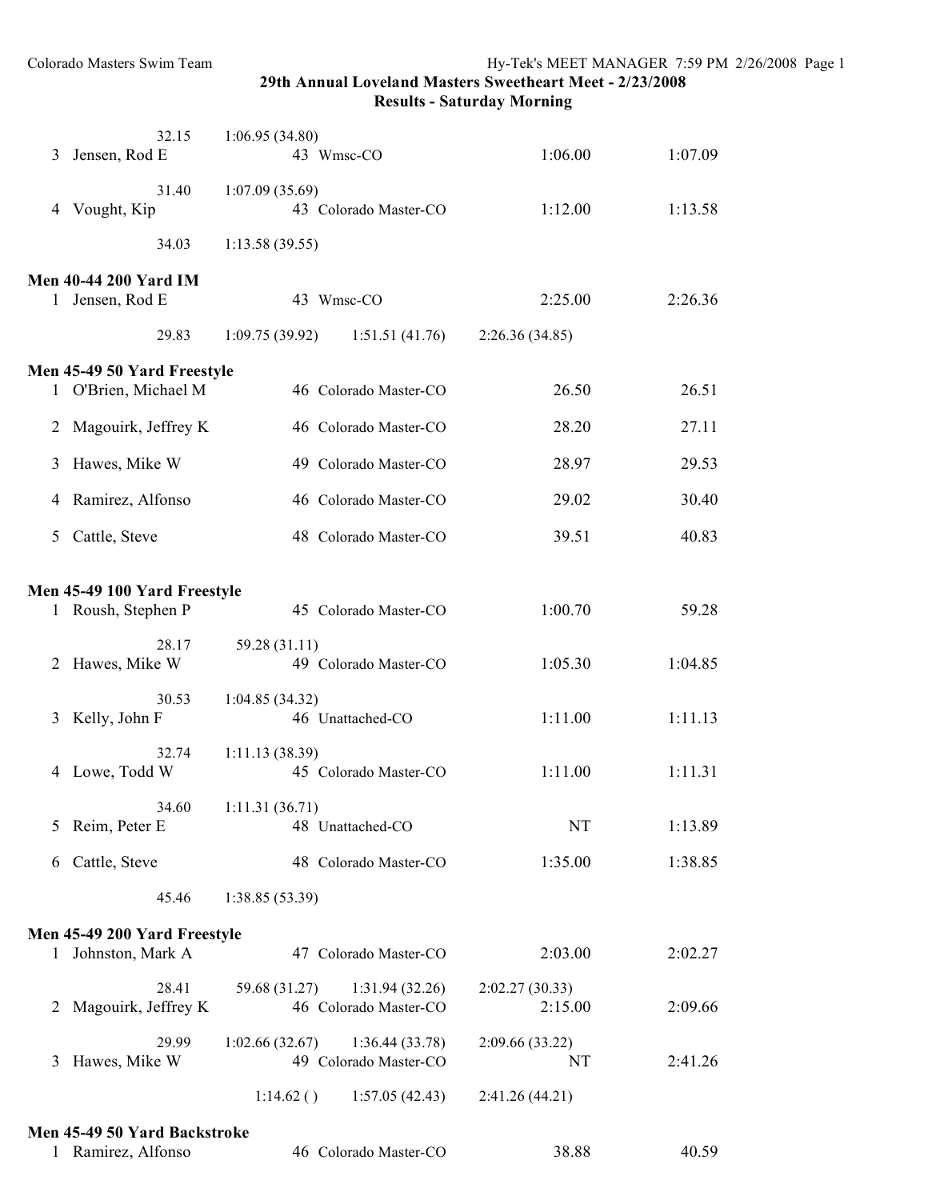| | | | | | |
|---|---|---|---|---|---|
| | 32.15 | 1:06.95 (34.80) | | | |
| 3 | Jensen, Rod E | 43 | Wmsc-CO | 1:06.00 | 1:07.09 |
| | 31.40 | 1:07.09 (35.69) | | | |
| 4 | Vought, Kip | 43 | Colorado Master-CO | 1:12.00 | 1:13.58 |
| | 34.03 | 1:13.58 (39.55) | | | |

**Men 40-44 200 Yard IM**

| | | | | | |
|---|---|---|---|---|---|
| 1 | Jensen, Rod E | 43 | Wmsc-CO | 2:25.00 | 2:26.36 |
| | 29.83 | 1:09.75 (39.92) | 1:51.51 (41.76) | 2:26.36 (34.85) | |

**Men 45-49 50 Yard Freestyle**

| | | | | | |
|---|---|---|---|---|---|
| 1 | O'Brien, Michael M | 46 | Colorado Master-CO | 26.50 | 26.51 |
| 2 | Magouirk, Jeffrey K | 46 | Colorado Master-CO | 28.20 | 27.11 |
| 3 | Hawes, Mike W | 49 | Colorado Master-CO | 28.97 | 29.53 |
| 4 | Ramirez, Alfonso | 46 | Colorado Master-CO | 29.02 | 30.40 |
| 5 | Cattle, Steve | 48 | Colorado Master-CO | 39.51 | 40.83 |

**Men 45-49 100 Yard Freestyle**

| | | | | | |
|---|---|---|---|---|---|
| 1 | Roush, Stephen P | 45 | Colorado Master-CO | 1:00.70 | 59.28 |
| | 28.17 | 59.28 (31.11) | | | |
| 2 | Hawes, Mike W | 49 | Colorado Master-CO | 1:05.30 | 1:04.85 |
| | 30.53 | 1:04.85 (34.32) | | | |
| 3 | Kelly, John F | 46 | Unattached-CO | 1:11.00 | 1:11.13 |
| | 32.74 | 1:11.13 (38.39) | | | |
| 4 | Lowe, Todd W | 45 | Colorado Master-CO | 1:11.00 | 1:11.31 |
| | 34.60 | 1:11.31 (36.71) | | | |
| 5 | Reim, Peter E | 48 | Unattached-CO | NT | 1:13.89 |
| 6 | Cattle, Steve | 48 | Colorado Master-CO | 1:35.00 | 1:38.85 |
| | 45.46 | 1:38.85 (53.39) | | | |

**Men 45-49 200 Yard Freestyle**

| | | | | | |
|---|---|---|---|---|---|
| 1 | Johnston, Mark A | 47 | Colorado Master-CO | 2:03.00 | 2:02.27 |
| | 28.41 | 59.68 (31.27) | 1:31.94 (32.26) | 2:02.27 (30.33) | |
| 2 | Magouirk, Jeffrey K | 46 | Colorado Master-CO | 2:15.00 | 2:09.66 |
| | 29.99 | 1:02.66 (32.67) | 1:36.44 (33.78) | 2:09.66 (33.22) | |
| 3 | Hawes, Mike W | 49 | Colorado Master-CO | NT | 2:41.26 |
| | | 1:14.62 ( ) | 1:57.05 (42.43) | 2:41.26 (44.21) | |

**Men 45-49 50 Yard Backstroke**

| | | | | | |
|---|---|---|---|---|---|
| 1 | Ramirez, Alfonso | 46 | Colorado Master-CO | 38.88 | 40.59 |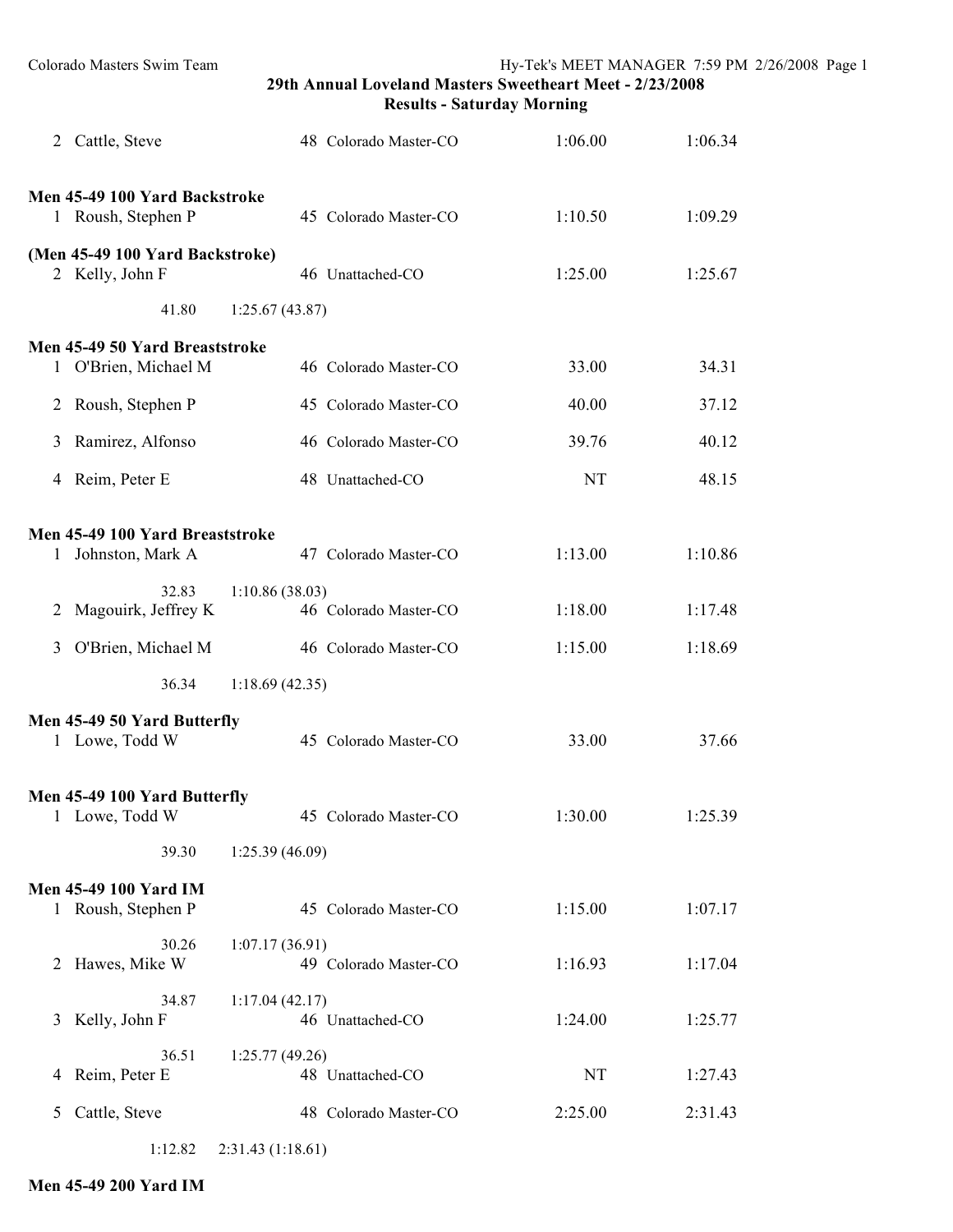# 29th Annual Loveland Masters Sweetheart Meet - 2/23/2008

## Results - Saturday Morning

| | Name | Age | Team | Seed Time | Finals Time |
|---|---|---|---|---|---|
| 2 | Cattle, Steve | 48 | Colorado Master-CO | 1:06.00 | 1:06.34 |

**Men 45-49 100 Yard Backstroke**

| | Name | Age | Team | Seed Time | Finals Time |
|---|---|---|---|---|---|
| 1 | Roush, Stephen P | 45 | Colorado Master-CO | 1:10.50 | 1:09.29 |

**(Men 45-49 100 Yard Backstroke)**

| | Name | Age | Team | Seed Time | Finals Time |
|---|---|---|---|---|---|
| 2 | Kelly, John F | 46 | Unattached-CO | 1:25.00 | 1:25.67 |

41.80 1:25.67 (43.87)

**Men 45-49 50 Yard Breaststroke**

| | Name | Age | Team | Seed Time | Finals Time |
|---|---|---|---|---|---|
| 1 | O'Brien, Michael M | 46 | Colorado Master-CO | 33.00 | 34.31 |
| 2 | Roush, Stephen P | 45 | Colorado Master-CO | 40.00 | 37.12 |
| 3 | Ramirez, Alfonso | 46 | Colorado Master-CO | 39.76 | 40.12 |
| 4 | Reim, Peter E | 48 | Unattached-CO | NT | 48.15 |

**Men 45-49 100 Yard Breaststroke**

| | Name | Age | Team | Seed Time | Finals Time |
|---|---|---|---|---|---|
| 1 | Johnston, Mark A | 47 | Colorado Master-CO | 1:13.00 | 1:10.86 |
| | 32.83 | 1:10.86 (38.03) | | | |
| 2 | Magouirk, Jeffrey K | 46 | Colorado Master-CO | 1:18.00 | 1:17.48 |
| 3 | O'Brien, Michael M | 46 | Colorado Master-CO | 1:15.00 | 1:18.69 |
| | 36.34 | 1:18.69 (42.35) | | | |

**Men 45-49 50 Yard Butterfly**

| | Name | Age | Team | Seed Time | Finals Time |
|---|---|---|---|---|---|
| 1 | Lowe, Todd W | 45 | Colorado Master-CO | 33.00 | 37.66 |

**Men 45-49 100 Yard Butterfly**

| | Name | Age | Team | Seed Time | Finals Time |
|---|---|---|---|---|---|
| 1 | Lowe, Todd W | 45 | Colorado Master-CO | 1:30.00 | 1:25.39 |
| | 39.30 | 1:25.39 (46.09) | | | |

**Men 45-49 100 Yard IM**

| | Name | Age | Team | Seed Time | Finals Time |
|---|---|---|---|---|---|
| 1 | Roush, Stephen P | 45 | Colorado Master-CO | 1:15.00 | 1:07.17 |
| | 30.26 | 1:07.17 (36.91) | | | |
| 2 | Hawes, Mike W | 49 | Colorado Master-CO | 1:16.93 | 1:17.04 |
| | 34.87 | 1:17.04 (42.17) | | | |
| 3 | Kelly, John F | 46 | Unattached-CO | 1:24.00 | 1:25.77 |
| | 36.51 | 1:25.77 (49.26) | | | |
| 4 | Reim, Peter E | 48 | Unattached-CO | NT | 1:27.43 |
| 5 | Cattle, Steve | 48 | Colorado Master-CO | 2:25.00 | 2:31.43 |
| | 1:12.82 | 2:31.43 (1:18.61) | | | |

**Men 45-49 200 Yard IM**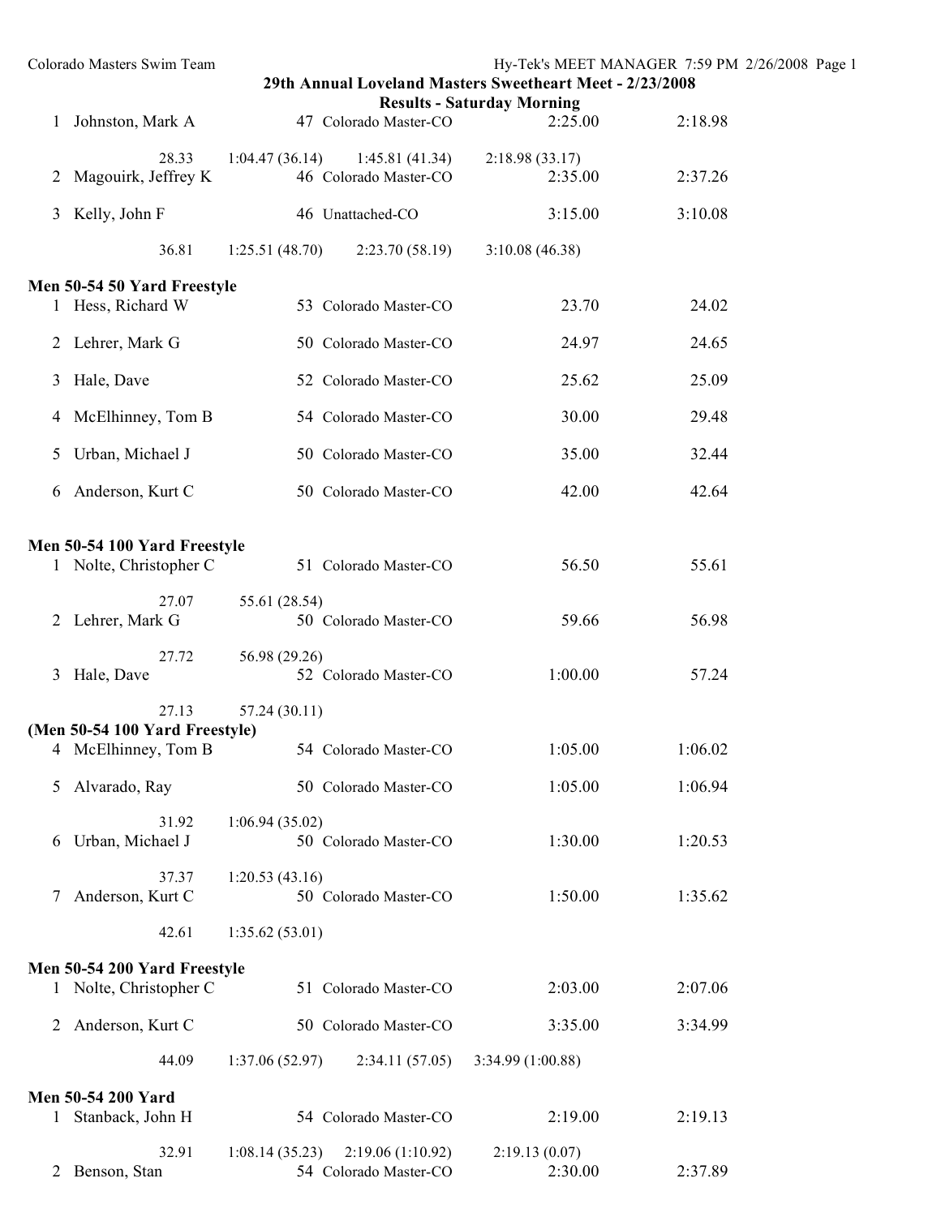# 29th Annual Loveland Masters Sweetheart Meet - 2/23/2008

## Results - Saturday Morning

| | Name | Age | Team | Seed Time | Finals Time |
|---|---|---|---|---|---|
| 1 | Johnston, Mark A | 47 | Colorado Master-CO | 2:25.00 | 2:18.98 |
| | 28.33 | 1:04.47 (36.14) | 1:45.81 (41.34) | 2:18.98 (33.17) | |
| 2 | Magouirk, Jeffrey K | 46 | Colorado Master-CO | 2:35.00 | 2:37.26 |
| 3 | Kelly, John F | 46 | Unattached-CO | 3:15.00 | 3:10.08 |
| | 36.81 | 1:25.51 (48.70) | 2:23.70 (58.19) | 3:10.08 (46.38) | |

**Men 50-54 50 Yard Freestyle**

| | Name | Age | Team | Seed Time | Finals Time |
|---|---|---|---|---|---|
| 1 | Hess, Richard W | 53 | Colorado Master-CO | 23.70 | 24.02 |
| 2 | Lehrer, Mark G | 50 | Colorado Master-CO | 24.97 | 24.65 |
| 3 | Hale, Dave | 52 | Colorado Master-CO | 25.62 | 25.09 |
| 4 | McElhinney, Tom B | 54 | Colorado Master-CO | 30.00 | 29.48 |
| 5 | Urban, Michael J | 50 | Colorado Master-CO | 35.00 | 32.44 |
| 6 | Anderson, Kurt C | 50 | Colorado Master-CO | 42.00 | 42.64 |

**Men 50-54 100 Yard Freestyle**

| | Name | Age | Team | Seed Time | Finals Time |
|---|---|---|---|---|---|
| 1 | Nolte, Christopher C | 51 | Colorado Master-CO | 56.50 | 55.61 |
| | 27.07 | 55.61 (28.54) | | | |
| 2 | Lehrer, Mark G | 50 | Colorado Master-CO | 59.66 | 56.98 |
| | 27.72 | 56.98 (29.26) | | | |
| 3 | Hale, Dave | 52 | Colorado Master-CO | 1:00.00 | 57.24 |
| | 27.13 | 57.24 (30.11) | | | |

**(Men 50-54 100 Yard Freestyle)**

| | Name | Age | Team | Seed Time | Finals Time |
|---|---|---|---|---|---|
| 4 | McElhinney, Tom B | 54 | Colorado Master-CO | 1:05.00 | 1:06.02 |
| 5 | Alvarado, Ray | 50 | Colorado Master-CO | 1:05.00 | 1:06.94 |
| | 31.92 | 1:06.94 (35.02) | | | |
| 6 | Urban, Michael J | 50 | Colorado Master-CO | 1:30.00 | 1:20.53 |
| | 37.37 | 1:20.53 (43.16) | | | |
| 7 | Anderson, Kurt C | 50 | Colorado Master-CO | 1:50.00 | 1:35.62 |
| | 42.61 | 1:35.62 (53.01) | | | |

**Men 50-54 200 Yard Freestyle**

| | Name | Age | Team | Seed Time | Finals Time |
|---|---|---|---|---|---|
| 1 | Nolte, Christopher C | 51 | Colorado Master-CO | 2:03.00 | 2:07.06 |
| 2 | Anderson, Kurt C | 50 | Colorado Master-CO | 3:35.00 | 3:34.99 |
| | 44.09 | 1:37.06 (52.97) | 2:34.11 (57.05) | 3:34.99 (1:00.88) | |

**Men 50-54 200 Yard**

| | Name | Age | Team | Seed Time | Finals Time |
|---|---|---|---|---|---|
| 1 | Stanback, John H | 54 | Colorado Master-CO | 2:19.00 | 2:19.13 |
| | 32.91 | 1:08.14 (35.23) | 2:19.06 (1:10.92) | 2:19.13 (0.07) | |
| 2 | Benson, Stan | 54 | Colorado Master-CO | 2:30.00 | 2:37.89 |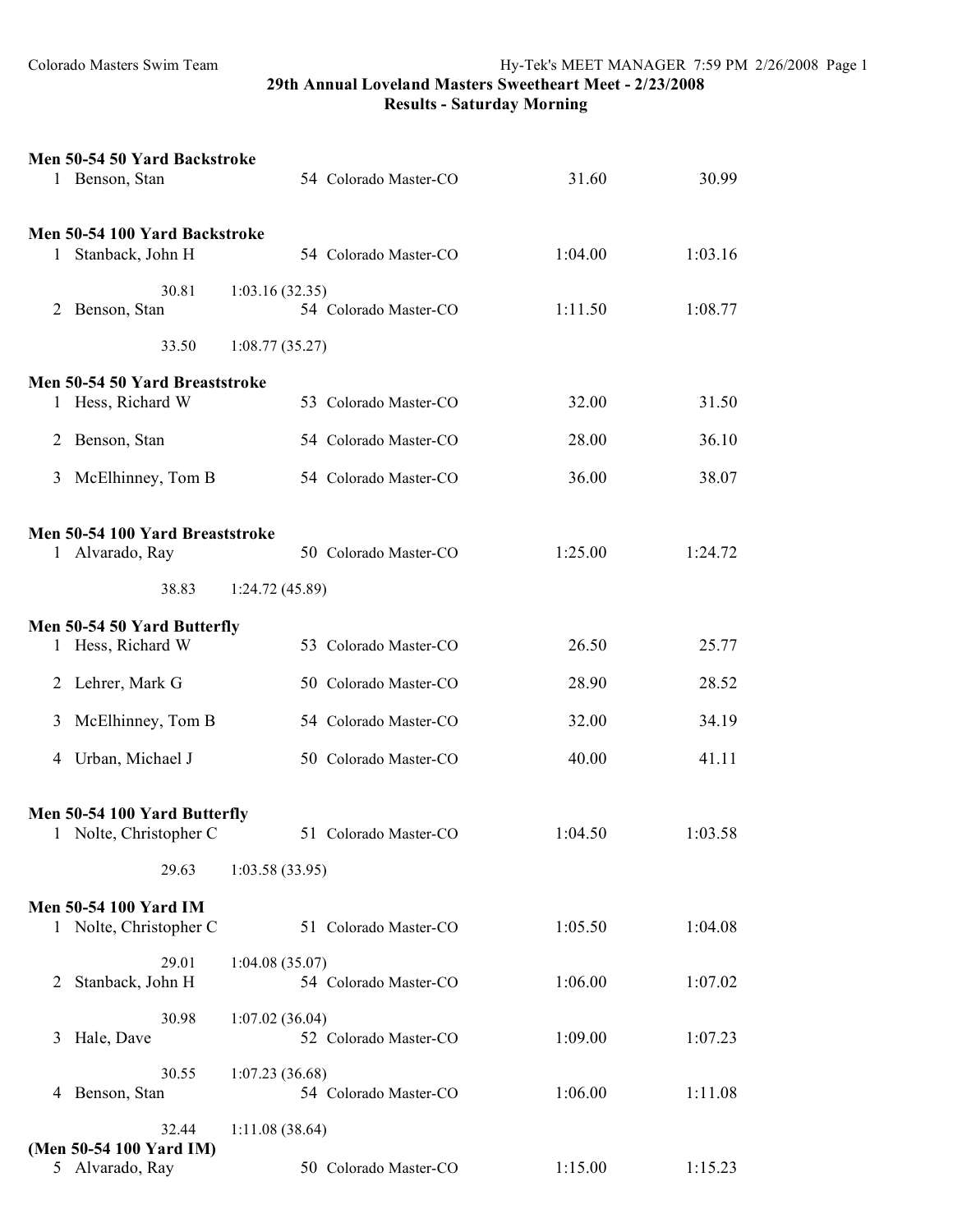# 29th Annual Loveland Masters Sweetheart Meet - 2/23/2008

## Results - Saturday Morning

### Men 50-54 50 Yard Backstroke

| Place | Name | Age | Team | Seed Time | Finals Time |
|---|---|---|---|---|---|
| 1 | Benson, Stan | 54 | Colorado Master-CO | 31.60 | 30.99 |

### Men 50-54 100 Yard Backstroke

| Place | Name | Age | Team | Seed Time | Finals Time |
|---|---|---|---|---|---|
| 1 | Stanback, John H | 54 | Colorado Master-CO | 1:04.00 | 1:03.16 |
| | 30.81 | 1:03.16 (32.35) | | | |
| 2 | Benson, Stan | 54 | Colorado Master-CO | 1:11.50 | 1:08.77 |
| | 33.50 | 1:08.77 (35.27) | | | |

### Men 50-54 50 Yard Breaststroke

| Place | Name | Age | Team | Seed Time | Finals Time |
|---|---|---|---|---|---|
| 1 | Hess, Richard W | 53 | Colorado Master-CO | 32.00 | 31.50 |
| 2 | Benson, Stan | 54 | Colorado Master-CO | 28.00 | 36.10 |
| 3 | McElhinney, Tom B | 54 | Colorado Master-CO | 36.00 | 38.07 |

### Men 50-54 100 Yard Breaststroke

| Place | Name | Age | Team | Seed Time | Finals Time |
|---|---|---|---|---|---|
| 1 | Alvarado, Ray | 50 | Colorado Master-CO | 1:25.00 | 1:24.72 |
| | 38.83 | 1:24.72 (45.89) | | | |

### Men 50-54 50 Yard Butterfly

| Place | Name | Age | Team | Seed Time | Finals Time |
|---|---|---|---|---|---|
| 1 | Hess, Richard W | 53 | Colorado Master-CO | 26.50 | 25.77 |
| 2 | Lehrer, Mark G | 50 | Colorado Master-CO | 28.90 | 28.52 |
| 3 | McElhinney, Tom B | 54 | Colorado Master-CO | 32.00 | 34.19 |
| 4 | Urban, Michael J | 50 | Colorado Master-CO | 40.00 | 41.11 |

### Men 50-54 100 Yard Butterfly

| Place | Name | Age | Team | Seed Time | Finals Time |
|---|---|---|---|---|---|
| 1 | Nolte, Christopher C | 51 | Colorado Master-CO | 1:04.50 | 1:03.58 |
| | 29.63 | 1:03.58 (33.95) | | | |

### Men 50-54 100 Yard IM

| Place | Name | Age | Team | Seed Time | Finals Time |
|---|---|---|---|---|---|
| 1 | Nolte, Christopher C | 51 | Colorado Master-CO | 1:05.50 | 1:04.08 |
| | 29.01 | 1:04.08 (35.07) | | | |
| 2 | Stanback, John H | 54 | Colorado Master-CO | 1:06.00 | 1:07.02 |
| | 30.98 | 1:07.02 (36.04) | | | |
| 3 | Hale, Dave | 52 | Colorado Master-CO | 1:09.00 | 1:07.23 |
| | 30.55 | 1:07.23 (36.68) | | | |
| 4 | Benson, Stan | 54 | Colorado Master-CO | 1:06.00 | 1:11.08 |
| | 32.44 | 1:11.08 (38.64) | | | |

### (Men 50-54 100 Yard IM)

| Place | Name | Age | Team | Seed Time | Finals Time |
|---|---|---|---|---|---|
| 5 | Alvarado, Ray | 50 | Colorado Master-CO | 1:15.00 | 1:15.23 |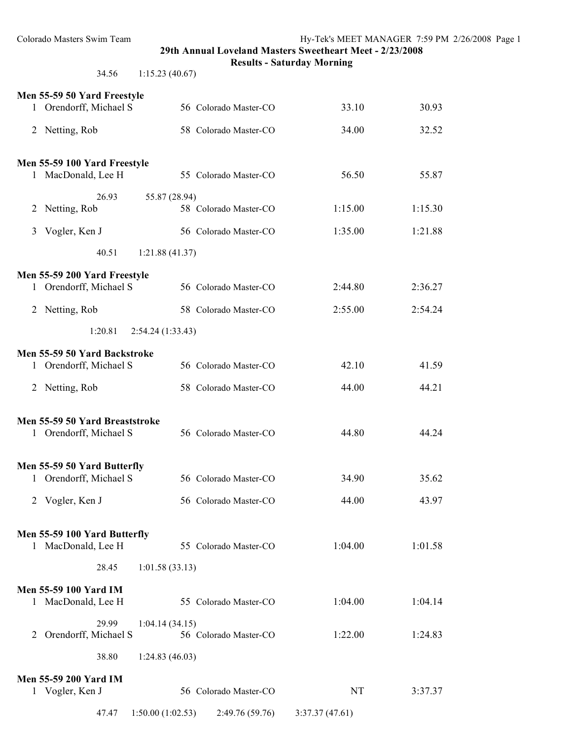34.56 1:15.23 (40.67)

**Men 55-59 50 Yard Freestyle**

| Place | Name | Age | Team | Seed Time | Finals Time |
|---|---|---|---|---|---|
| 1 | Orendorff, Michael S | 56 | Colorado Master-CO | 33.10 | 30.93 |
| 2 | Netting, Rob | 58 | Colorado Master-CO | 34.00 | 32.52 |

**Men 55-59 100 Yard Freestyle**

| Place | Name | Age | Team | Seed Time | Finals Time |
|---|---|---|---|---|---|
| 1 | MacDonald, Lee H | 55 | Colorado Master-CO | 56.50 | 55.87 |
| | 26.93 | 55.87 (28.94) | | | |
| 2 | Netting, Rob | 58 | Colorado Master-CO | 1:15.00 | 1:15.30 |
| 3 | Vogler, Ken J | 56 | Colorado Master-CO | 1:35.00 | 1:21.88 |
| | 40.51 | 1:21.88 (41.37) | | | |

**Men 55-59 200 Yard Freestyle**

| Place | Name | Age | Team | Seed Time | Finals Time |
|---|---|---|---|---|---|
| 1 | Orendorff, Michael S | 56 | Colorado Master-CO | 2:44.80 | 2:36.27 |
| 2 | Netting, Rob | 58 | Colorado Master-CO | 2:55.00 | 2:54.24 |
| | 1:20.81 | 2:54.24 (1:33.43) | | | |

**Men 55-59 50 Yard Backstroke**

| Place | Name | Age | Team | Seed Time | Finals Time |
|---|---|---|---|---|---|
| 1 | Orendorff, Michael S | 56 | Colorado Master-CO | 42.10 | 41.59 |
| 2 | Netting, Rob | 58 | Colorado Master-CO | 44.00 | 44.21 |

**Men 55-59 50 Yard Breaststroke**

| Place | Name | Age | Team | Seed Time | Finals Time |
|---|---|---|---|---|---|
| 1 | Orendorff, Michael S | 56 | Colorado Master-CO | 44.80 | 44.24 |

**Men 55-59 50 Yard Butterfly**

| Place | Name | Age | Team | Seed Time | Finals Time |
|---|---|---|---|---|---|
| 1 | Orendorff, Michael S | 56 | Colorado Master-CO | 34.90 | 35.62 |
| 2 | Vogler, Ken J | 56 | Colorado Master-CO | 44.00 | 43.97 |

**Men 55-59 100 Yard Butterfly**

| Place | Name | Age | Team | Seed Time | Finals Time |
|---|---|---|---|---|---|
| 1 | MacDonald, Lee H | 55 | Colorado Master-CO | 1:04.00 | 1:01.58 |
| | 28.45 | 1:01.58 (33.13) | | | |

**Men 55-59 100 Yard IM**

| Place | Name | Age | Team | Seed Time | Finals Time |
|---|---|---|---|---|---|
| 1 | MacDonald, Lee H | 55 | Colorado Master-CO | 1:04.00 | 1:04.14 |
| | 29.99 | 1:04.14 (34.15) | | | |
| 2 | Orendorff, Michael S | 56 | Colorado Master-CO | 1:22.00 | 1:24.83 |
| | 38.80 | 1:24.83 (46.03) | | | |

**Men 55-59 200 Yard IM**

| Place | Name | Age | Team | Seed Time | Finals Time |
|---|---|---|---|---|---|
| 1 | Vogler, Ken J | 56 | Colorado Master-CO | NT | 3:37.37 |
| | 47.47 | 1:50.00 (1:02.53) | 2:49.76 (59.76) | 3:37.37 (47.61) | |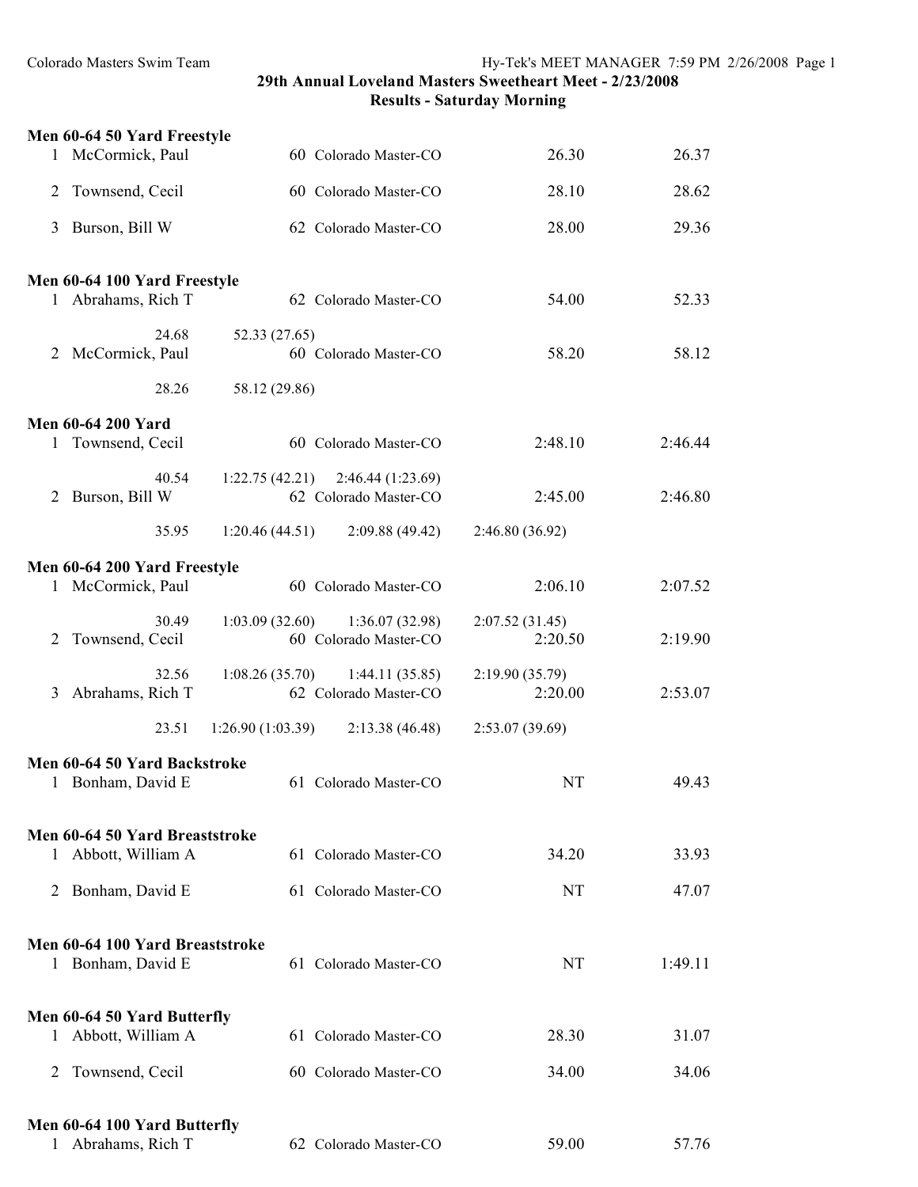## 29th Annual Loveland Masters Sweetheart Meet - 2/23/2008
### Results - Saturday Morning

**Men 60-64 50 Yard Freestyle**

| Place | Name | Age | Team | Seed Time | Finals Time |
|---|---|---|---|---|---|
| 1 | McCormick, Paul | 60 | Colorado Master-CO | 26.30 | 26.37 |
| 2 | Townsend, Cecil | 60 | Colorado Master-CO | 28.10 | 28.62 |
| 3 | Burson, Bill W | 62 | Colorado Master-CO | 28.00 | 29.36 |

**Men 60-64 100 Yard Freestyle**

| Place | Name | Age | Team | Seed Time | Finals Time |
|---|---|---|---|---|---|
| 1 | Abrahams, Rich T | 62 | Colorado Master-CO | 54.00 | 52.33 |
| | 24.68 | 52.33 (27.65) | | | |
| 2 | McCormick, Paul | 60 | Colorado Master-CO | 58.20 | 58.12 |
| | 28.26 | 58.12 (29.86) | | | |

**Men 60-64 200 Yard**

| Place | Name | Age | Team | Seed Time | Finals Time |
|---|---|---|---|---|---|
| 1 | Townsend, Cecil | 60 | Colorado Master-CO | 2:48.10 | 2:46.44 |
| | 40.54 | 1:22.75 (42.21) | 2:46.44 (1:23.69) | | |
| 2 | Burson, Bill W | 62 | Colorado Master-CO | 2:45.00 | 2:46.80 |
| | 35.95 | 1:20.46 (44.51) | 2:09.88 (49.42) | 2:46.80 (36.92) | |

**Men 60-64 200 Yard Freestyle**

| Place | Name | Age | Team | Seed Time | Finals Time |
|---|---|---|---|---|---|
| 1 | McCormick, Paul | 60 | Colorado Master-CO | 2:06.10 | 2:07.52 |
| | 30.49 | 1:03.09 (32.60) | 1:36.07 (32.98) | 2:07.52 (31.45) | |
| 2 | Townsend, Cecil | 60 | Colorado Master-CO | 2:20.50 | 2:19.90 |
| | 32.56 | 1:08.26 (35.70) | 1:44.11 (35.85) | 2:19.90 (35.79) | |
| 3 | Abrahams, Rich T | 62 | Colorado Master-CO | 2:20.00 | 2:53.07 |
| | 23.51 | 1:26.90 (1:03.39) | 2:13.38 (46.48) | 2:53.07 (39.69) | |

**Men 60-64 50 Yard Backstroke**

| Place | Name | Age | Team | Seed Time | Finals Time |
|---|---|---|---|---|---|
| 1 | Bonham, David E | 61 | Colorado Master-CO | NT | 49.43 |

**Men 60-64 50 Yard Breaststroke**

| Place | Name | Age | Team | Seed Time | Finals Time |
|---|---|---|---|---|---|
| 1 | Abbott, William A | 61 | Colorado Master-CO | 34.20 | 33.93 |
| 2 | Bonham, David E | 61 | Colorado Master-CO | NT | 47.07 |

**Men 60-64 100 Yard Breaststroke**

| Place | Name | Age | Team | Seed Time | Finals Time |
|---|---|---|---|---|---|
| 1 | Bonham, David E | 61 | Colorado Master-CO | NT | 1:49.11 |

**Men 60-64 50 Yard Butterfly**

| Place | Name | Age | Team | Seed Time | Finals Time |
|---|---|---|---|---|---|
| 1 | Abbott, William A | 61 | Colorado Master-CO | 28.30 | 31.07 |
| 2 | Townsend, Cecil | 60 | Colorado Master-CO | 34.00 | 34.06 |

**Men 60-64 100 Yard Butterfly**

| Place | Name | Age | Team | Seed Time | Finals Time |
|---|---|---|---|---|---|
| 1 | Abrahams, Rich T | 62 | Colorado Master-CO | 59.00 | 57.76 |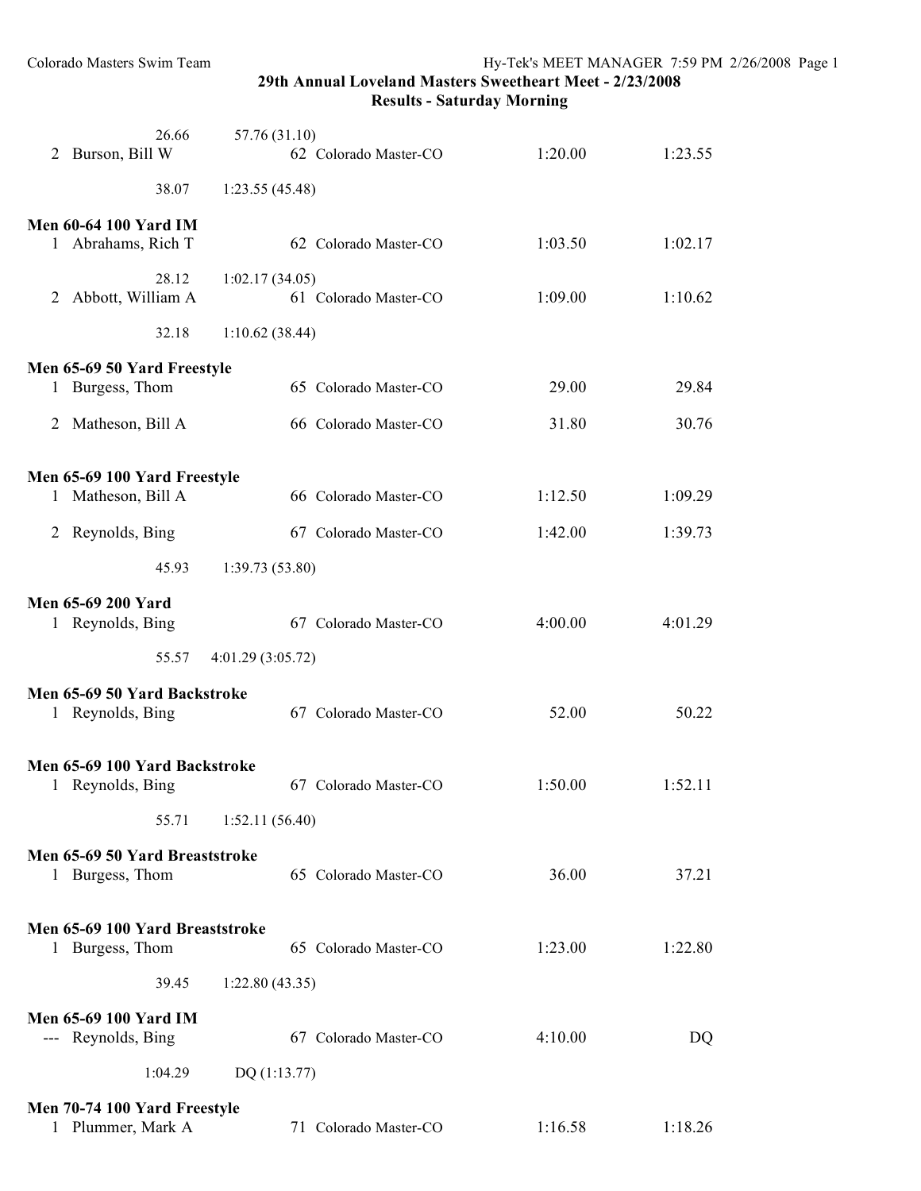## 29th Annual Loveland Masters Sweetheart Meet - 2/23/2008
### Results - Saturday Morning

| | Name | Age | Team | Seed Time | Finals Time |
|---|---|---|---|---|---|
| | 26.66 | 57.76 (31.10) | | | |
| 2 | Burson, Bill W | 62 | Colorado Master-CO | 1:20.00 | 1:23.55 |
| | 38.07 | 1:23.55 (45.48) | | | |

**Men 60-64 100 Yard IM**

| | Name | Age | Team | Seed Time | Finals Time |
|---|---|---|---|---|---|
| 1 | Abrahams, Rich T | 62 | Colorado Master-CO | 1:03.50 | 1:02.17 |
| | 28.12 | 1:02.17 (34.05) | | | |
| 2 | Abbott, William A | 61 | Colorado Master-CO | 1:09.00 | 1:10.62 |
| | 32.18 | 1:10.62 (38.44) | | | |

**Men 65-69 50 Yard Freestyle**

| | Name | Age | Team | Seed Time | Finals Time |
|---|---|---|---|---|---|
| 1 | Burgess, Thom | 65 | Colorado Master-CO | 29.00 | 29.84 |
| 2 | Matheson, Bill A | 66 | Colorado Master-CO | 31.80 | 30.76 |

**Men 65-69 100 Yard Freestyle**

| | Name | Age | Team | Seed Time | Finals Time |
|---|---|---|---|---|---|
| 1 | Matheson, Bill A | 66 | Colorado Master-CO | 1:12.50 | 1:09.29 |
| 2 | Reynolds, Bing | 67 | Colorado Master-CO | 1:42.00 | 1:39.73 |
| | 45.93 | 1:39.73 (53.80) | | | |

**Men 65-69 200 Yard**

| | Name | Age | Team | Seed Time | Finals Time |
|---|---|---|---|---|---|
| 1 | Reynolds, Bing | 67 | Colorado Master-CO | 4:00.00 | 4:01.29 |
| | 55.57 | 4:01.29 (3:05.72) | | | |

**Men 65-69 50 Yard Backstroke**

| | Name | Age | Team | Seed Time | Finals Time |
|---|---|---|---|---|---|
| 1 | Reynolds, Bing | 67 | Colorado Master-CO | 52.00 | 50.22 |

**Men 65-69 100 Yard Backstroke**

| | Name | Age | Team | Seed Time | Finals Time |
|---|---|---|---|---|---|
| 1 | Reynolds, Bing | 67 | Colorado Master-CO | 1:50.00 | 1:52.11 |
| | 55.71 | 1:52.11 (56.40) | | | |

**Men 65-69 50 Yard Breaststroke**

| | Name | Age | Team | Seed Time | Finals Time |
|---|---|---|---|---|---|
| 1 | Burgess, Thom | 65 | Colorado Master-CO | 36.00 | 37.21 |

**Men 65-69 100 Yard Breaststroke**

| | Name | Age | Team | Seed Time | Finals Time |
|---|---|---|---|---|---|
| 1 | Burgess, Thom | 65 | Colorado Master-CO | 1:23.00 | 1:22.80 |
| | 39.45 | 1:22.80 (43.35) | | | |

**Men 65-69 100 Yard IM**

| | Name | Age | Team | Seed Time | Finals Time |
|---|---|---|---|---|---|
| --- | Reynolds, Bing | 67 | Colorado Master-CO | 4:10.00 | DQ |
| | 1:04.29 | DQ (1:13.77) | | | |

**Men 70-74 100 Yard Freestyle**

| | Name | Age | Team | Seed Time | Finals Time |
|---|---|---|---|---|---|
| 1 | Plummer, Mark A | 71 | Colorado Master-CO | 1:16.58 | 1:18.26 |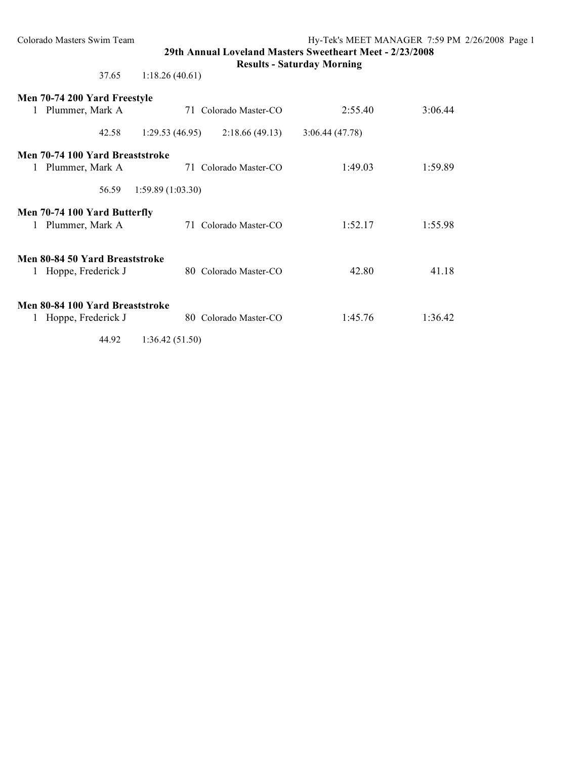## 29th Annual Loveland Masters Sweetheart Meet - 2/23/2008

### Results - Saturday Morning

37.65    1:18.26 (40.61)

**Men 70-74 200 Yard Freestyle**

| | | | | | |
|---|---|---|---|---|---|
| 1 | Plummer, Mark A | 71 | Colorado Master-CO | 2:55.40 | 3:06.44 |

42.58    1:29.53 (46.95)    2:18.66 (49.13)    3:06.44 (47.78)

**Men 70-74 100 Yard Breaststroke**

| | | | | | |
|---|---|---|---|---|---|
| 1 | Plummer, Mark A | 71 | Colorado Master-CO | 1:49.03 | 1:59.89 |

56.59    1:59.89 (1:03.30)

**Men 70-74 100 Yard Butterfly**

| | | | | | |
|---|---|---|---|---|---|
| 1 | Plummer, Mark A | 71 | Colorado Master-CO | 1:52.17 | 1:55.98 |

**Men 80-84 50 Yard Breaststroke**

| | | | | | |
|---|---|---|---|---|---|
| 1 | Hoppe, Frederick J | 80 | Colorado Master-CO | 42.80 | 41.18 |

**Men 80-84 100 Yard Breaststroke**

| | | | | | |
|---|---|---|---|---|---|
| 1 | Hoppe, Frederick J | 80 | Colorado Master-CO | 1:45.76 | 1:36.42 |

44.92    1:36.42 (51.50)